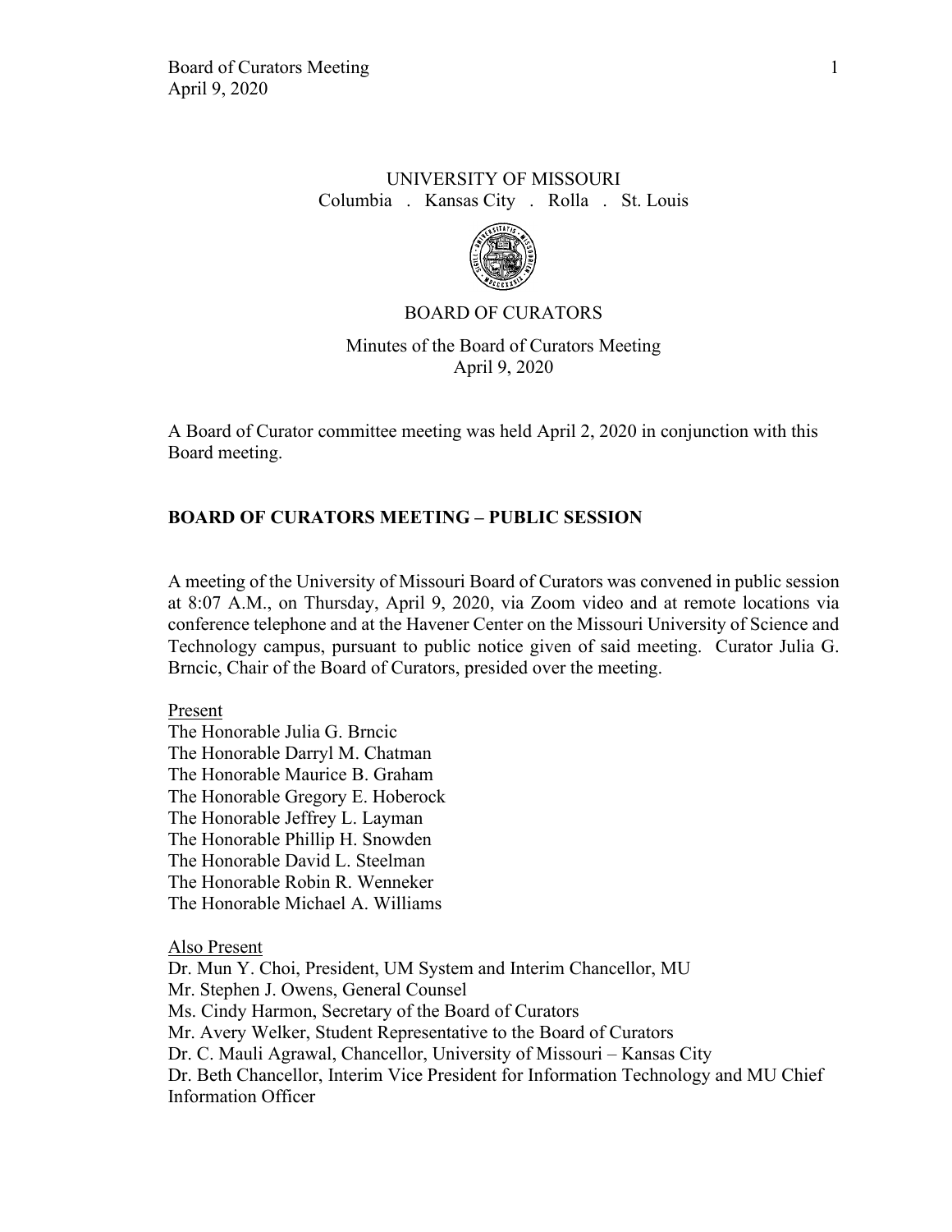UNIVERSITY OF MISSOURI

Columbia . Kansas City . Rolla . St. Louis

BOARD OF CURATORS

Minutes of the Board of Curators Meeting
April 9, 2020

A Board of Curator committee meeting was held April 2, 2020 in conjunction with this Board meeting.

## BOARD OF CURATORS MEETING – PUBLIC SESSION

A meeting of the University of Missouri Board of Curators was convened in public session at 8:07 A.M., on Thursday, April 9, 2020, via Zoom video and at remote locations via conference telephone and at the Havener Center on the Missouri University of Science and Technology campus, pursuant to public notice given of said meeting. Curator Julia G. Brncic, Chair of the Board of Curators, presided over the meeting.

Present

The Honorable Julia G. Brncic
The Honorable Darryl M. Chatman
The Honorable Maurice B. Graham
The Honorable Gregory E. Hoberock
The Honorable Jeffrey L. Layman
The Honorable Phillip H. Snowden
The Honorable David L. Steelman
The Honorable Robin R. Wenneker
The Honorable Michael A. Williams

Also Present

Dr. Mun Y. Choi, President, UM System and Interim Chancellor, MU
Mr. Stephen J. Owens, General Counsel
Ms. Cindy Harmon, Secretary of the Board of Curators
Mr. Avery Welker, Student Representative to the Board of Curators
Dr. C. Mauli Agrawal, Chancellor, University of Missouri – Kansas City
Dr. Beth Chancellor, Interim Vice President for Information Technology and MU Chief Information Officer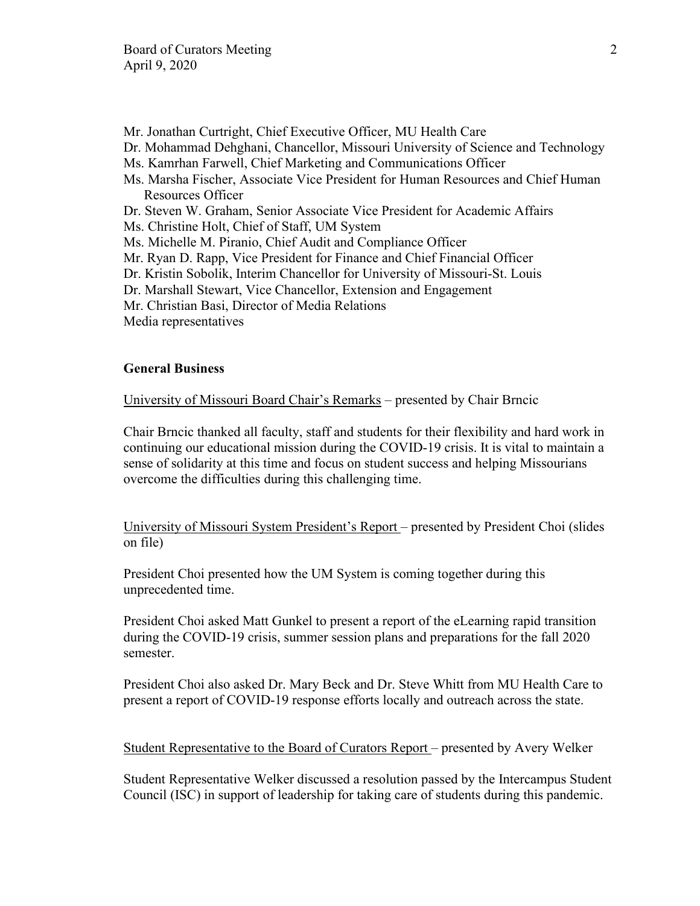Mr. Jonathan Curtright, Chief Executive Officer, MU Health Care
Dr. Mohammad Dehghani, Chancellor, Missouri University of Science and Technology
Ms. Kamrhan Farwell, Chief Marketing and Communications Officer
Ms. Marsha Fischer, Associate Vice President for Human Resources and Chief Human Resources Officer
Dr. Steven W. Graham, Senior Associate Vice President for Academic Affairs
Ms. Christine Holt, Chief of Staff, UM System
Ms. Michelle M. Piranio, Chief Audit and Compliance Officer
Mr. Ryan D. Rapp, Vice President for Finance and Chief Financial Officer
Dr. Kristin Sobolik, Interim Chancellor for University of Missouri-St. Louis
Dr. Marshall Stewart, Vice Chancellor, Extension and Engagement
Mr. Christian Basi, Director of Media Relations
Media representatives

**General Business**

University of Missouri Board Chair's Remarks – presented by Chair Brncic

Chair Brncic thanked all faculty, staff and students for their flexibility and hard work in continuing our educational mission during the COVID-19 crisis. It is vital to maintain a sense of solidarity at this time and focus on student success and helping Missourians overcome the difficulties during this challenging time.

University of Missouri System President's Report – presented by President Choi (slides on file)

President Choi presented how the UM System is coming together during this unprecedented time.

President Choi asked Matt Gunkel to present a report of the eLearning rapid transition during the COVID-19 crisis, summer session plans and preparations for the fall 2020 semester.

President Choi also asked Dr. Mary Beck and Dr. Steve Whitt from MU Health Care to present a report of COVID-19 response efforts locally and outreach across the state.

Student Representative to the Board of Curators Report – presented by Avery Welker

Student Representative Welker discussed a resolution passed by the Intercampus Student Council (ISC) in support of leadership for taking care of students during this pandemic.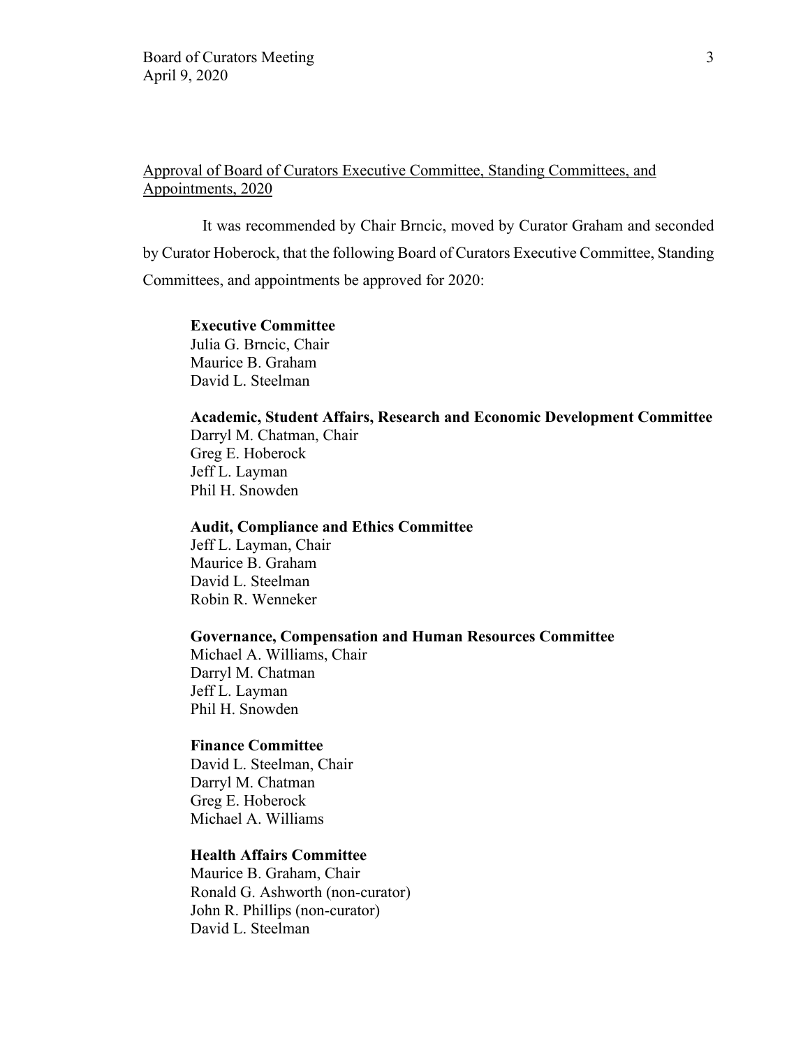Approval of Board of Curators Executive Committee, Standing Committees, and Appointments, 2020

It was recommended by Chair Brncic, moved by Curator Graham and seconded by Curator Hoberock, that the following Board of Curators Executive Committee, Standing Committees, and appointments be approved for 2020:

**Executive Committee**
Julia G. Brncic, Chair
Maurice B. Graham
David L. Steelman

**Academic, Student Affairs, Research and Economic Development Committee**
Darryl M. Chatman, Chair
Greg E. Hoberock
Jeff L. Layman
Phil H. Snowden

**Audit, Compliance and Ethics Committee**
Jeff L. Layman, Chair
Maurice B. Graham
David L. Steelman
Robin R. Wenneker

**Governance, Compensation and Human Resources Committee**
Michael A. Williams, Chair
Darryl M. Chatman
Jeff L. Layman
Phil H. Snowden

**Finance Committee**
David L. Steelman, Chair
Darryl M. Chatman
Greg E. Hoberock
Michael A. Williams

**Health Affairs Committee**
Maurice B. Graham, Chair
Ronald G. Ashworth (non-curator)
John R. Phillips (non-curator)
David L. Steelman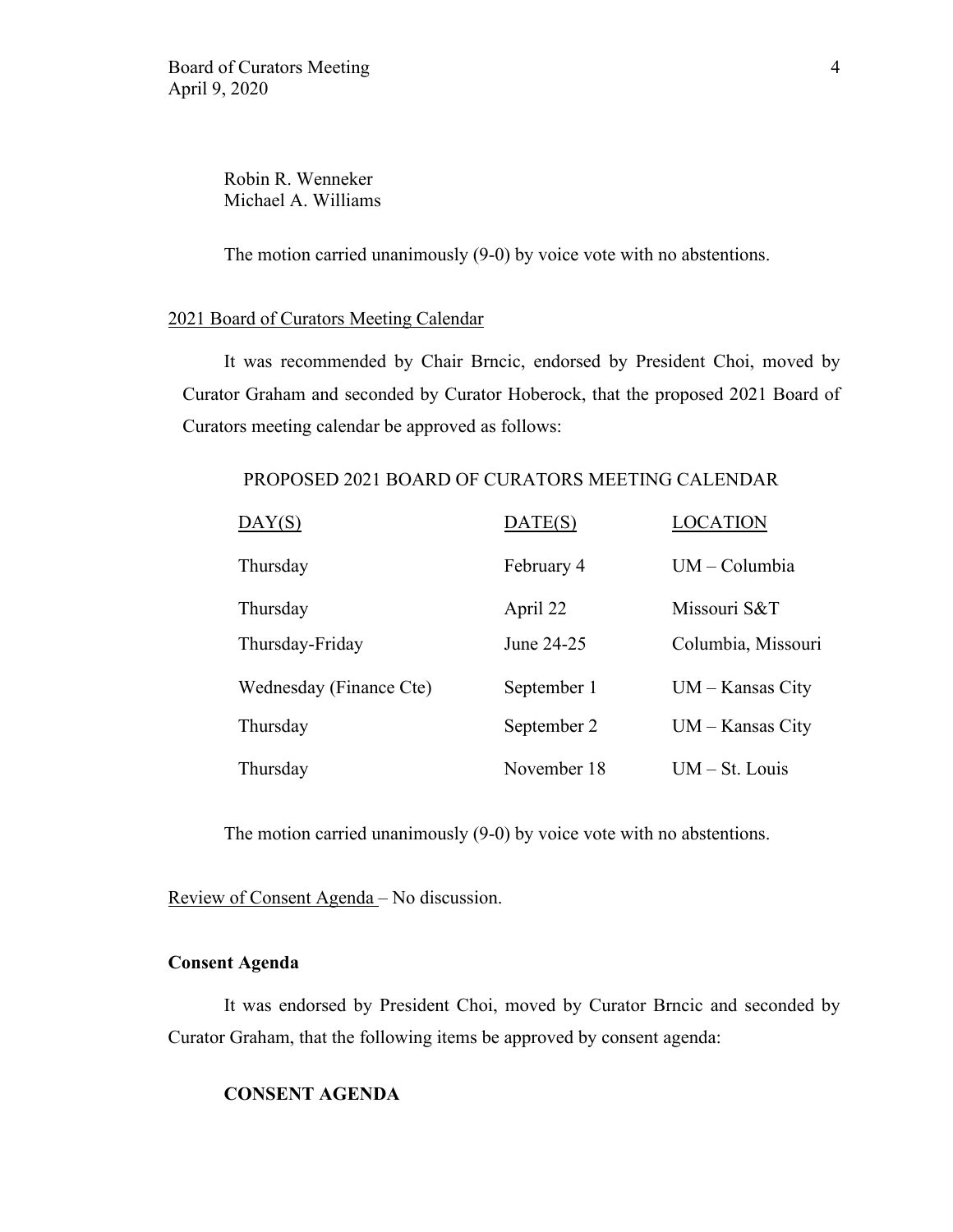Robin R. Wenneker
Michael A. Williams

The motion carried unanimously (9-0) by voice vote with no abstentions.

2021 Board of Curators Meeting Calendar

It was recommended by Chair Brncic, endorsed by President Choi, moved by Curator Graham and seconded by Curator Hoberock, that the proposed 2021 Board of Curators meeting calendar be approved as follows:

PROPOSED 2021 BOARD OF CURATORS MEETING CALENDAR

| DAY(S) | DATE(S) | LOCATION |
|---|---|---|
| Thursday | February 4 | UM – Columbia |
| Thursday | April 22 | Missouri S&T |
| Thursday-Friday | June 24-25 | Columbia, Missouri |
| Wednesday (Finance Cte) | September 1 | UM – Kansas City |
| Thursday | September 2 | UM – Kansas City |
| Thursday | November 18 | UM – St. Louis |

The motion carried unanimously (9-0) by voice vote with no abstentions.

Review of Consent Agenda – No discussion.

**Consent Agenda**

It was endorsed by President Choi, moved by Curator Brncic and seconded by Curator Graham, that the following items be approved by consent agenda:

**CONSENT AGENDA**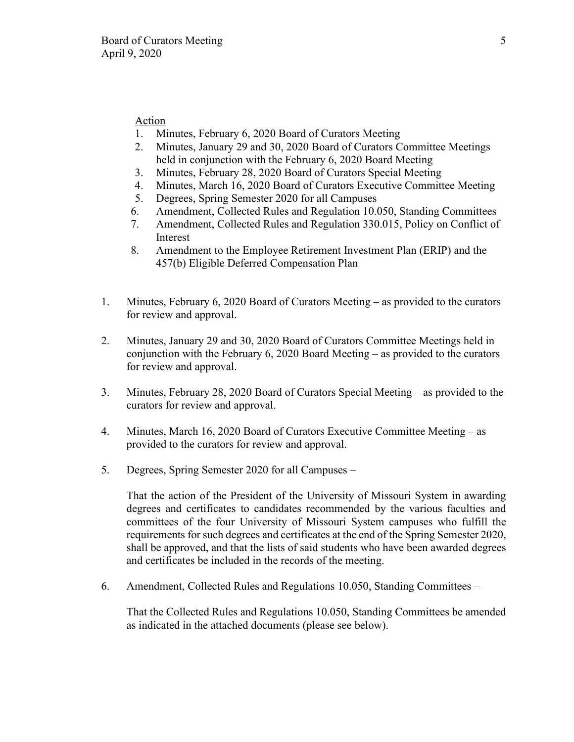Action

1. Minutes, February 6, 2020 Board of Curators Meeting
2. Minutes, January 29 and 30, 2020 Board of Curators Committee Meetings held in conjunction with the February 6, 2020 Board Meeting
3. Minutes, February 28, 2020 Board of Curators Special Meeting
4. Minutes, March 16, 2020 Board of Curators Executive Committee Meeting
5. Degrees, Spring Semester 2020 for all Campuses
6. Amendment, Collected Rules and Regulation 10.050, Standing Committees
7. Amendment, Collected Rules and Regulation 330.015, Policy on Conflict of Interest
8. Amendment to the Employee Retirement Investment Plan (ERIP) and the 457(b) Eligible Deferred Compensation Plan

1. Minutes, February 6, 2020 Board of Curators Meeting – as provided to the curators for review and approval.

2. Minutes, January 29 and 30, 2020 Board of Curators Committee Meetings held in conjunction with the February 6, 2020 Board Meeting – as provided to the curators for review and approval.

3. Minutes, February 28, 2020 Board of Curators Special Meeting – as provided to the curators for review and approval.

4. Minutes, March 16, 2020 Board of Curators Executive Committee Meeting – as provided to the curators for review and approval.

5. Degrees, Spring Semester 2020 for all Campuses –

   That the action of the President of the University of Missouri System in awarding degrees and certificates to candidates recommended by the various faculties and committees of the four University of Missouri System campuses who fulfill the requirements for such degrees and certificates at the end of the Spring Semester 2020, shall be approved, and that the lists of said students who have been awarded degrees and certificates be included in the records of the meeting.

6. Amendment, Collected Rules and Regulations 10.050, Standing Committees –

   That the Collected Rules and Regulations 10.050, Standing Committees be amended as indicated in the attached documents (please see below).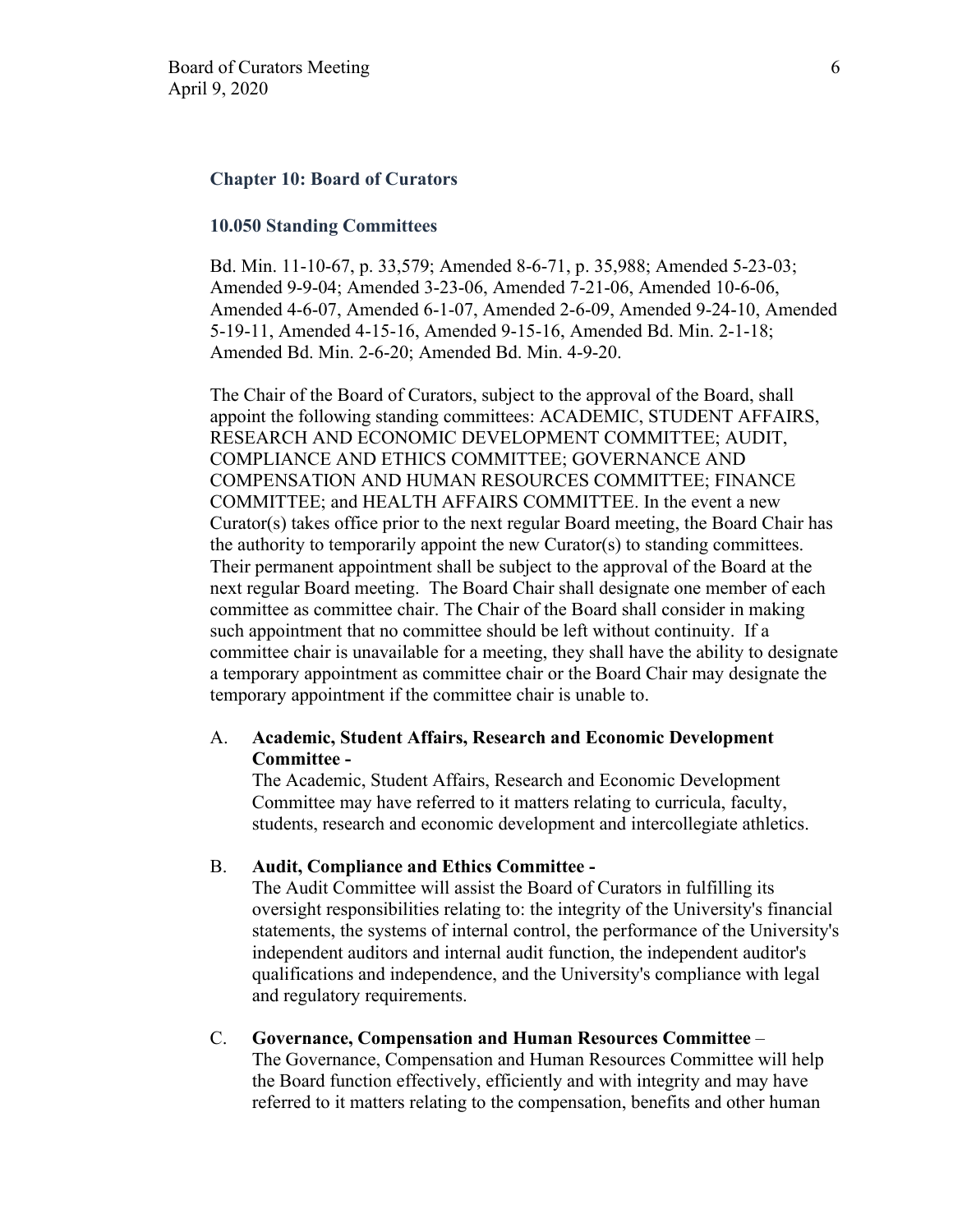### Chapter 10: Board of Curators

### 10.050 Standing Committees

Bd. Min. 11-10-67, p. 33,579; Amended 8-6-71, p. 35,988; Amended 5-23-03; Amended 9-9-04; Amended 3-23-06, Amended 7-21-06, Amended 10-6-06, Amended 4-6-07, Amended 6-1-07, Amended 2-6-09, Amended 9-24-10, Amended 5-19-11, Amended 4-15-16, Amended 9-15-16, Amended Bd. Min. 2-1-18; Amended Bd. Min. 2-6-20; Amended Bd. Min. 4-9-20.

The Chair of the Board of Curators, subject to the approval of the Board, shall appoint the following standing committees: ACADEMIC, STUDENT AFFAIRS, RESEARCH AND ECONOMIC DEVELOPMENT COMMITTEE; AUDIT, COMPLIANCE AND ETHICS COMMITTEE; GOVERNANCE AND COMPENSATION AND HUMAN RESOURCES COMMITTEE; FINANCE COMMITTEE; and HEALTH AFFAIRS COMMITTEE. In the event a new Curator(s) takes office prior to the next regular Board meeting, the Board Chair has the authority to temporarily appoint the new Curator(s) to standing committees. Their permanent appointment shall be subject to the approval of the Board at the next regular Board meeting. The Board Chair shall designate one member of each committee as committee chair. The Chair of the Board shall consider in making such appointment that no committee should be left without continuity. If a committee chair is unavailable for a meeting, they shall have the ability to designate a temporary appointment as committee chair or the Board Chair may designate the temporary appointment if the committee chair is unable to.

A. **Academic, Student Affairs, Research and Economic Development Committee -**
The Academic, Student Affairs, Research and Economic Development Committee may have referred to it matters relating to curricula, faculty, students, research and economic development and intercollegiate athletics.

B. **Audit, Compliance and Ethics Committee -**
The Audit Committee will assist the Board of Curators in fulfilling its oversight responsibilities relating to: the integrity of the University's financial statements, the systems of internal control, the performance of the University's independent auditors and internal audit function, the independent auditor's qualifications and independence, and the University's compliance with legal and regulatory requirements.

C. **Governance, Compensation and Human Resources Committee** –
The Governance, Compensation and Human Resources Committee will help the Board function effectively, efficiently and with integrity and may have referred to it matters relating to the compensation, benefits and other human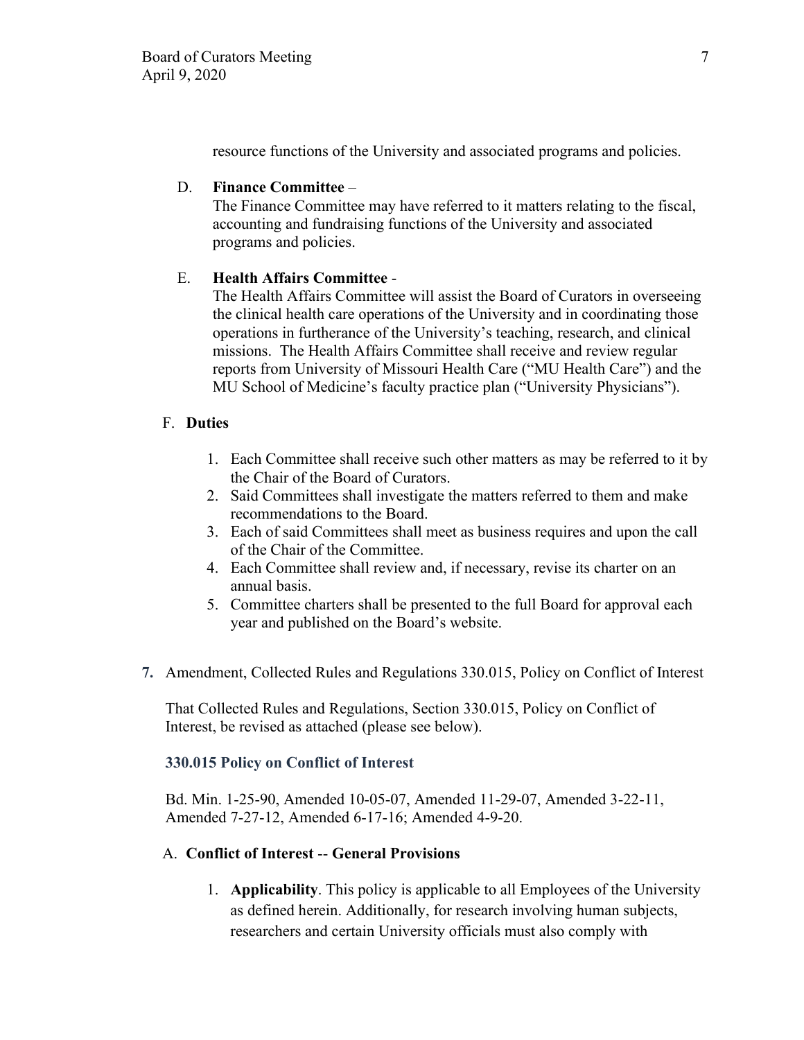resource functions of the University and associated programs and policies.

D. **Finance Committee** –
The Finance Committee may have referred to it matters relating to the fiscal, accounting and fundraising functions of the University and associated programs and policies.

E. **Health Affairs Committee** -
The Health Affairs Committee will assist the Board of Curators in overseeing the clinical health care operations of the University and in coordinating those operations in furtherance of the University's teaching, research, and clinical missions. The Health Affairs Committee shall receive and review regular reports from University of Missouri Health Care ("MU Health Care") and the MU School of Medicine's faculty practice plan ("University Physicians").

F. **Duties**

1. Each Committee shall receive such other matters as may be referred to it by the Chair of the Board of Curators.
2. Said Committees shall investigate the matters referred to them and make recommendations to the Board.
3. Each of said Committees shall meet as business requires and upon the call of the Chair of the Committee.
4. Each Committee shall review and, if necessary, revise its charter on an annual basis.
5. Committee charters shall be presented to the full Board for approval each year and published on the Board's website.

**7.** Amendment, Collected Rules and Regulations 330.015, Policy on Conflict of Interest

That Collected Rules and Regulations, Section 330.015, Policy on Conflict of Interest, be revised as attached (please see below).

### 330.015 Policy on Conflict of Interest

Bd. Min. 1-25-90, Amended 10-05-07, Amended 11-29-07, Amended 3-22-11, Amended 7-27-12, Amended 6-17-16; Amended 4-9-20.

A. **Conflict of Interest** -- **General Provisions**

1. **Applicability**. This policy is applicable to all Employees of the University as defined herein. Additionally, for research involving human subjects, researchers and certain University officials must also comply with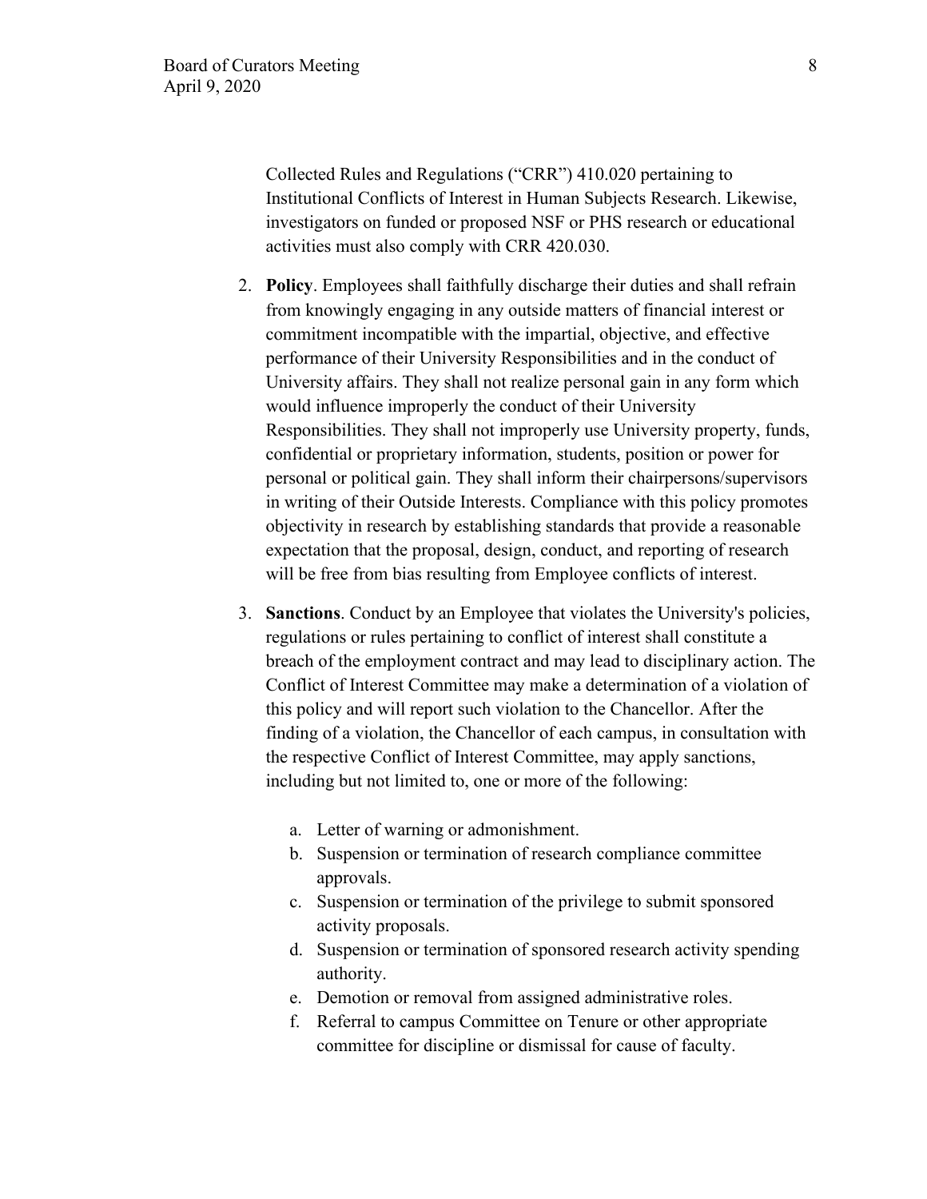Collected Rules and Regulations ("CRR") 410.020 pertaining to Institutional Conflicts of Interest in Human Subjects Research. Likewise, investigators on funded or proposed NSF or PHS research or educational activities must also comply with CRR 420.030.

2. **Policy**. Employees shall faithfully discharge their duties and shall refrain from knowingly engaging in any outside matters of financial interest or commitment incompatible with the impartial, objective, and effective performance of their University Responsibilities and in the conduct of University affairs. They shall not realize personal gain in any form which would influence improperly the conduct of their University Responsibilities. They shall not improperly use University property, funds, confidential or proprietary information, students, position or power for personal or political gain. They shall inform their chairpersons/supervisors in writing of their Outside Interests. Compliance with this policy promotes objectivity in research by establishing standards that provide a reasonable expectation that the proposal, design, conduct, and reporting of research will be free from bias resulting from Employee conflicts of interest.

3. **Sanctions**. Conduct by an Employee that violates the University's policies, regulations or rules pertaining to conflict of interest shall constitute a breach of the employment contract and may lead to disciplinary action. The Conflict of Interest Committee may make a determination of a violation of this policy and will report such violation to the Chancellor. After the finding of a violation, the Chancellor of each campus, in consultation with the respective Conflict of Interest Committee, may apply sanctions, including but not limited to, one or more of the following:

   a. Letter of warning or admonishment.
   b. Suspension or termination of research compliance committee approvals.
   c. Suspension or termination of the privilege to submit sponsored activity proposals.
   d. Suspension or termination of sponsored research activity spending authority.
   e. Demotion or removal from assigned administrative roles.
   f. Referral to campus Committee on Tenure or other appropriate committee for discipline or dismissal for cause of faculty.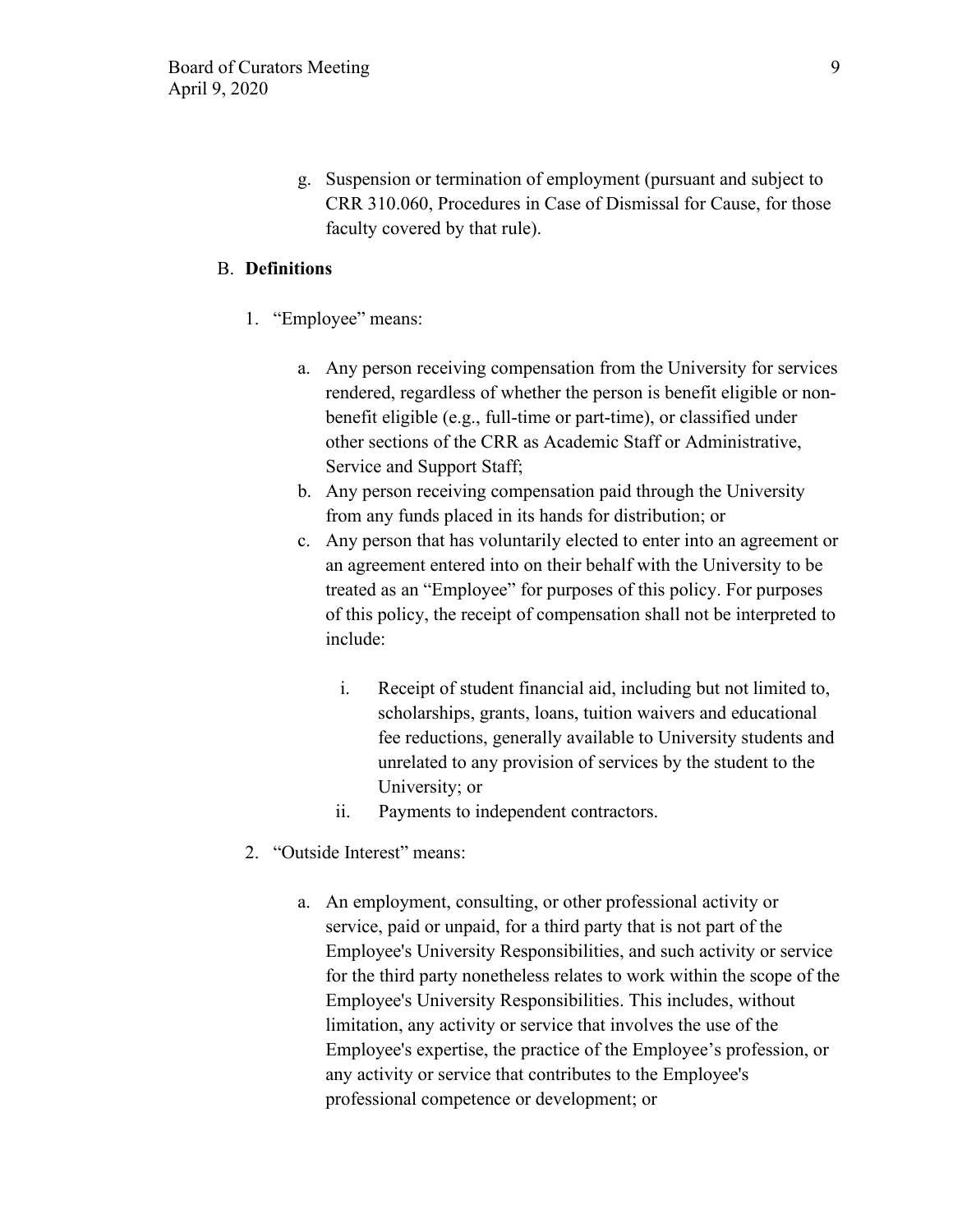g. Suspension or termination of employment (pursuant and subject to CRR 310.060, Procedures in Case of Dismissal for Cause, for those faculty covered by that rule).

B. **Definitions**

1. "Employee" means:

   a. Any person receiving compensation from the University for services rendered, regardless of whether the person is benefit eligible or non-benefit eligible (e.g., full-time or part-time), or classified under other sections of the CRR as Academic Staff or Administrative, Service and Support Staff;
   b. Any person receiving compensation paid through the University from any funds placed in its hands for distribution; or
   c. Any person that has voluntarily elected to enter into an agreement or an agreement entered into on their behalf with the University to be treated as an "Employee" for purposes of this policy. For purposes of this policy, the receipt of compensation shall not be interpreted to include:

      i. Receipt of student financial aid, including but not limited to, scholarships, grants, loans, tuition waivers and educational fee reductions, generally available to University students and unrelated to any provision of services by the student to the University; or
      ii. Payments to independent contractors.

2. "Outside Interest" means:

   a. An employment, consulting, or other professional activity or service, paid or unpaid, for a third party that is not part of the Employee's University Responsibilities, and such activity or service for the third party nonetheless relates to work within the scope of the Employee's University Responsibilities. This includes, without limitation, any activity or service that involves the use of the Employee's expertise, the practice of the Employee's profession, or any activity or service that contributes to the Employee's professional competence or development; or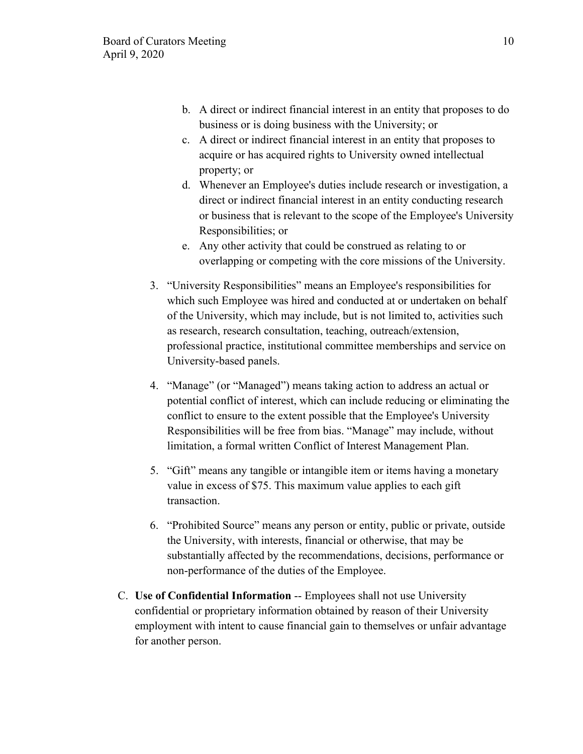b. A direct or indirect financial interest in an entity that proposes to do business or is doing business with the University; or
   c. A direct or indirect financial interest in an entity that proposes to acquire or has acquired rights to University owned intellectual property; or
   d. Whenever an Employee's duties include research or investigation, a direct or indirect financial interest in an entity conducting research or business that is relevant to the scope of the Employee's University Responsibilities; or
   e. Any other activity that could be construed as relating to or overlapping or competing with the core missions of the University.

3. "University Responsibilities" means an Employee's responsibilities for which such Employee was hired and conducted at or undertaken on behalf of the University, which may include, but is not limited to, activities such as research, research consultation, teaching, outreach/extension, professional practice, institutional committee memberships and service on University-based panels.

4. "Manage" (or "Managed") means taking action to address an actual or potential conflict of interest, which can include reducing or eliminating the conflict to ensure to the extent possible that the Employee's University Responsibilities will be free from bias. "Manage" may include, without limitation, a formal written Conflict of Interest Management Plan.

5. "Gift" means any tangible or intangible item or items having a monetary value in excess of $75. This maximum value applies to each gift transaction.

6. "Prohibited Source" means any person or entity, public or private, outside the University, with interests, financial or otherwise, that may be substantially affected by the recommendations, decisions, performance or non-performance of the duties of the Employee.

C. **Use of Confidential Information** -- Employees shall not use University confidential or proprietary information obtained by reason of their University employment with intent to cause financial gain to themselves or unfair advantage for another person.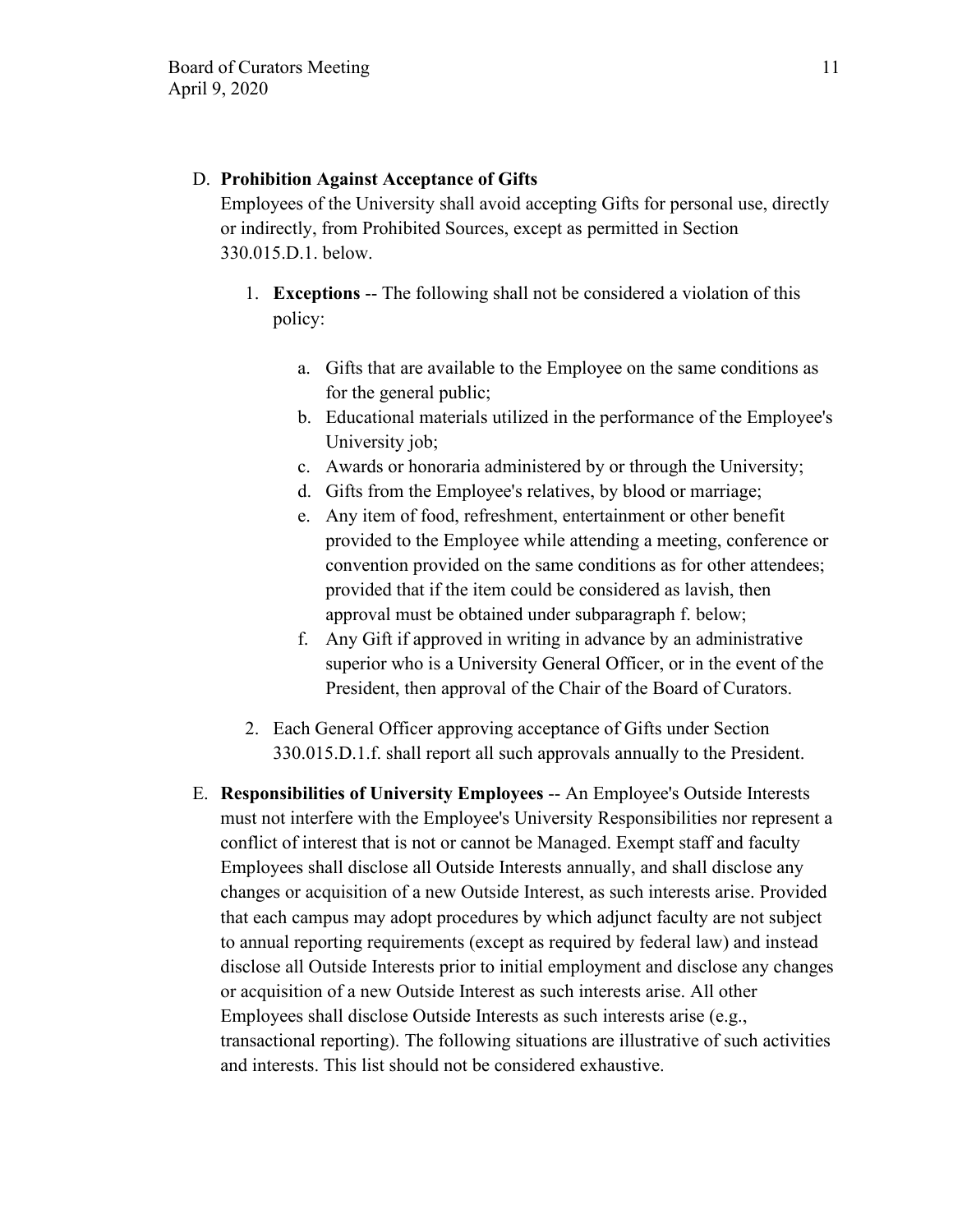D. **Prohibition Against Acceptance of Gifts**

Employees of the University shall avoid accepting Gifts for personal use, directly or indirectly, from Prohibited Sources, except as permitted in Section 330.015.D.1. below.

1. **Exceptions** -- The following shall not be considered a violation of this policy:

    a. Gifts that are available to the Employee on the same conditions as for the general public;
    b. Educational materials utilized in the performance of the Employee's University job;
    c. Awards or honoraria administered by or through the University;
    d. Gifts from the Employee's relatives, by blood or marriage;
    e. Any item of food, refreshment, entertainment or other benefit provided to the Employee while attending a meeting, conference or convention provided on the same conditions as for other attendees; provided that if the item could be considered as lavish, then approval must be obtained under subparagraph f. below;
    f. Any Gift if approved in writing in advance by an administrative superior who is a University General Officer, or in the event of the President, then approval of the Chair of the Board of Curators.

2. Each General Officer approving acceptance of Gifts under Section 330.015.D.1.f. shall report all such approvals annually to the President.

E. **Responsibilities of University Employees** -- An Employee's Outside Interests must not interfere with the Employee's University Responsibilities nor represent a conflict of interest that is not or cannot be Managed. Exempt staff and faculty Employees shall disclose all Outside Interests annually, and shall disclose any changes or acquisition of a new Outside Interest, as such interests arise. Provided that each campus may adopt procedures by which adjunct faculty are not subject to annual reporting requirements (except as required by federal law) and instead disclose all Outside Interests prior to initial employment and disclose any changes or acquisition of a new Outside Interest as such interests arise. All other Employees shall disclose Outside Interests as such interests arise (e.g., transactional reporting). The following situations are illustrative of such activities and interests. This list should not be considered exhaustive.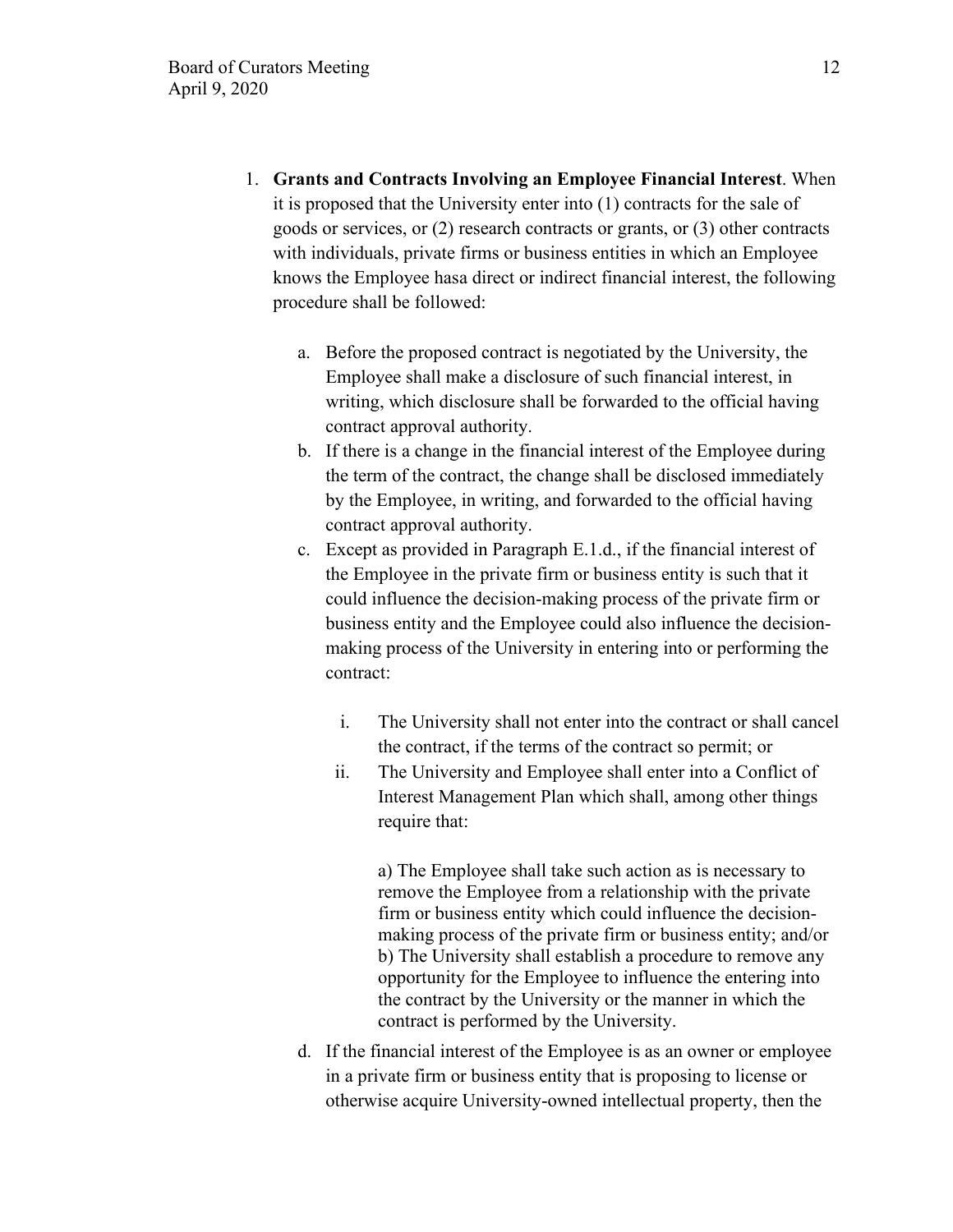1. **Grants and Contracts Involving an Employee Financial Interest**. When it is proposed that the University enter into (1) contracts for the sale of goods or services, or (2) research contracts or grants, or (3) other contracts with individuals, private firms or business entities in which an Employee knows the Employee hasa direct or indirect financial interest, the following procedure shall be followed:

   a. Before the proposed contract is negotiated by the University, the Employee shall make a disclosure of such financial interest, in writing, which disclosure shall be forwarded to the official having contract approval authority.
   b. If there is a change in the financial interest of the Employee during the term of the contract, the change shall be disclosed immediately by the Employee, in writing, and forwarded to the official having contract approval authority.
   c. Except as provided in Paragraph E.1.d., if the financial interest of the Employee in the private firm or business entity is such that it could influence the decision-making process of the private firm or business entity and the Employee could also influence the decision-making process of the University in entering into or performing the contract:

      i. The University shall not enter into the contract or shall cancel the contract, if the terms of the contract so permit; or
      ii. The University and Employee shall enter into a Conflict of Interest Management Plan which shall, among other things require that:

          a) The Employee shall take such action as is necessary to remove the Employee from a relationship with the private firm or business entity which could influence the decision-making process of the private firm or business entity; and/or
          b) The University shall establish a procedure to remove any opportunity for the Employee to influence the entering into the contract by the University or the manner in which the contract is performed by the University.

   d. If the financial interest of the Employee is as an owner or employee in a private firm or business entity that is proposing to license or otherwise acquire University-owned intellectual property, then the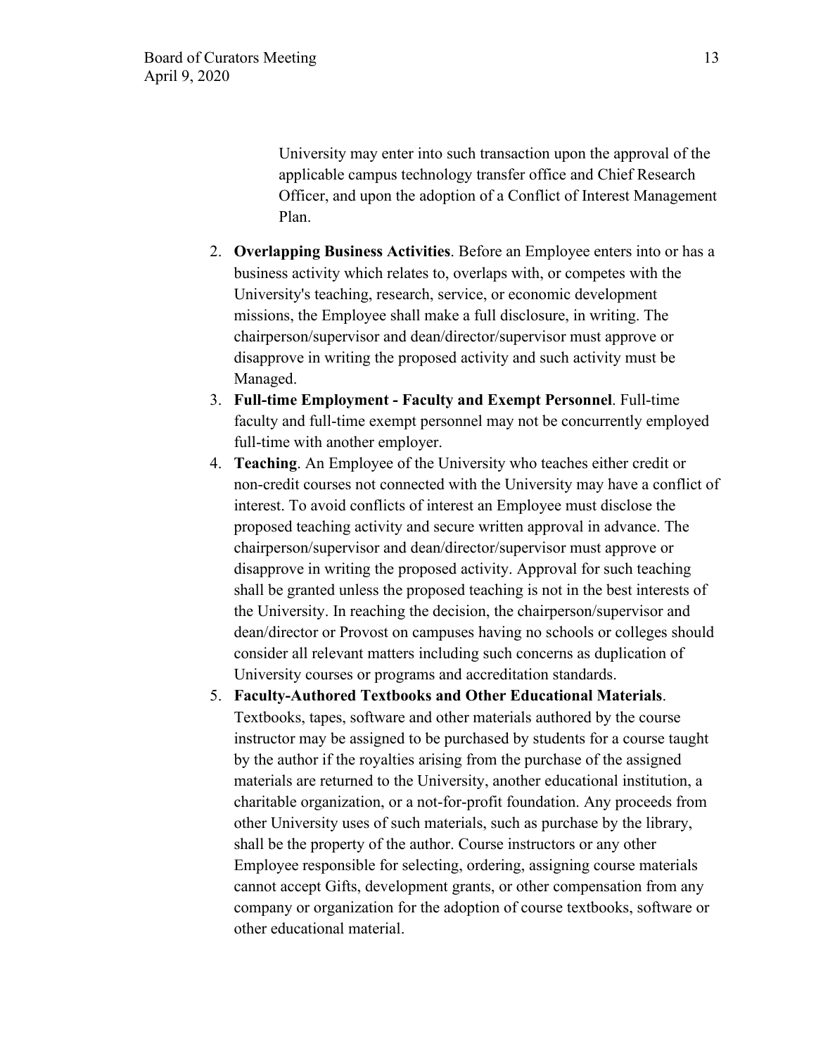University may enter into such transaction upon the approval of the applicable campus technology transfer office and Chief Research Officer, and upon the adoption of a Conflict of Interest Management Plan.

2. **Overlapping Business Activities**. Before an Employee enters into or has a business activity which relates to, overlaps with, or competes with the University's teaching, research, service, or economic development missions, the Employee shall make a full disclosure, in writing. The chairperson/supervisor and dean/director/supervisor must approve or disapprove in writing the proposed activity and such activity must be Managed.
3. **Full-time Employment - Faculty and Exempt Personnel**. Full-time faculty and full-time exempt personnel may not be concurrently employed full-time with another employer.
4. **Teaching**. An Employee of the University who teaches either credit or non-credit courses not connected with the University may have a conflict of interest. To avoid conflicts of interest an Employee must disclose the proposed teaching activity and secure written approval in advance. The chairperson/supervisor and dean/director/supervisor must approve or disapprove in writing the proposed activity. Approval for such teaching shall be granted unless the proposed teaching is not in the best interests of the University. In reaching the decision, the chairperson/supervisor and dean/director or Provost on campuses having no schools or colleges should consider all relevant matters including such concerns as duplication of University courses or programs and accreditation standards.
5. **Faculty-Authored Textbooks and Other Educational Materials**. Textbooks, tapes, software and other materials authored by the course instructor may be assigned to be purchased by students for a course taught by the author if the royalties arising from the purchase of the assigned materials are returned to the University, another educational institution, a charitable organization, or a not-for-profit foundation. Any proceeds from other University uses of such materials, such as purchase by the library, shall be the property of the author. Course instructors or any other Employee responsible for selecting, ordering, assigning course materials cannot accept Gifts, development grants, or other compensation from any company or organization for the adoption of course textbooks, software or other educational material.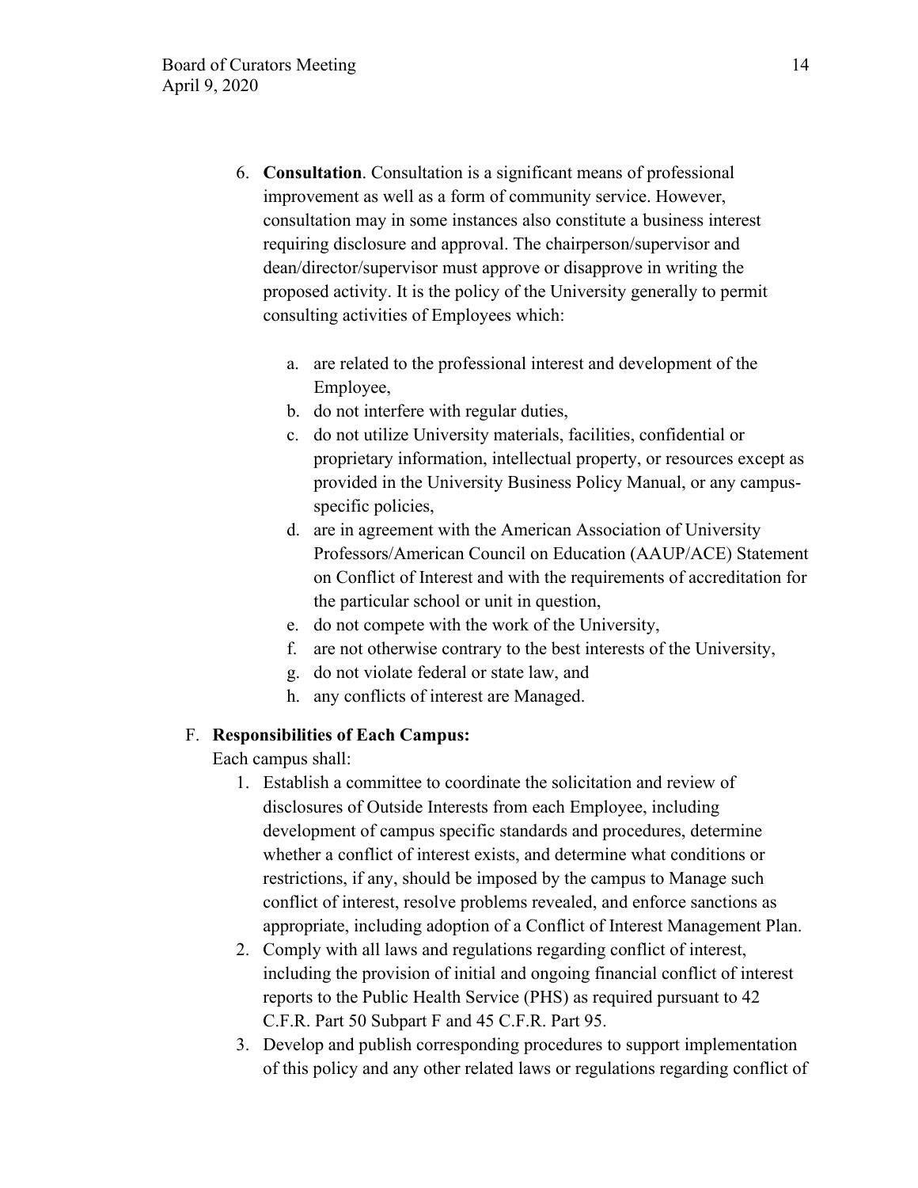6. **Consultation**. Consultation is a significant means of professional improvement as well as a form of community service. However, consultation may in some instances also constitute a business interest requiring disclosure and approval. The chairperson/supervisor and dean/director/supervisor must approve or disapprove in writing the proposed activity. It is the policy of the University generally to permit consulting activities of Employees which:

    a. are related to the professional interest and development of the Employee,
    b. do not interfere with regular duties,
    c. do not utilize University materials, facilities, confidential or proprietary information, intellectual property, or resources except as provided in the University Business Policy Manual, or any campus-specific policies,
    d. are in agreement with the American Association of University Professors/American Council on Education (AAUP/ACE) Statement on Conflict of Interest and with the requirements of accreditation for the particular school or unit in question,
    e. do not compete with the work of the University,
    f. are not otherwise contrary to the best interests of the University,
    g. do not violate federal or state law, and
    h. any conflicts of interest are Managed.

F. **Responsibilities of Each Campus:**

Each campus shall:

1. Establish a committee to coordinate the solicitation and review of disclosures of Outside Interests from each Employee, including development of campus specific standards and procedures, determine whether a conflict of interest exists, and determine what conditions or restrictions, if any, should be imposed by the campus to Manage such conflict of interest, resolve problems revealed, and enforce sanctions as appropriate, including adoption of a Conflict of Interest Management Plan.
2. Comply with all laws and regulations regarding conflict of interest, including the provision of initial and ongoing financial conflict of interest reports to the Public Health Service (PHS) as required pursuant to 42 C.F.R. Part 50 Subpart F and 45 C.F.R. Part 95.
3. Develop and publish corresponding procedures to support implementation of this policy and any other related laws or regulations regarding conflict of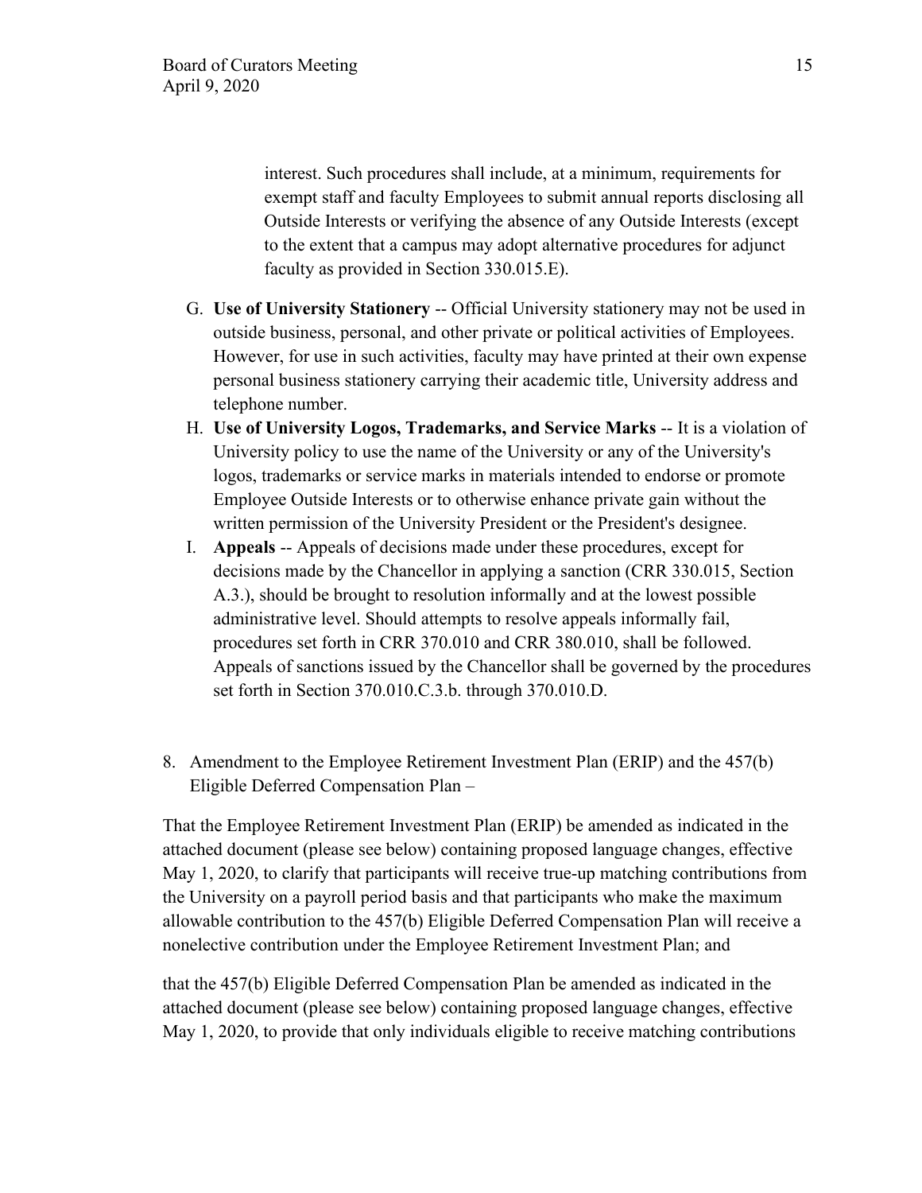interest. Such procedures shall include, at a minimum, requirements for exempt staff and faculty Employees to submit annual reports disclosing all Outside Interests or verifying the absence of any Outside Interests (except to the extent that a campus may adopt alternative procedures for adjunct faculty as provided in Section 330.015.E).

G. **Use of University Stationery** -- Official University stationery may not be used in outside business, personal, and other private or political activities of Employees. However, for use in such activities, faculty may have printed at their own expense personal business stationery carrying their academic title, University address and telephone number.

H. **Use of University Logos, Trademarks, and Service Marks** -- It is a violation of University policy to use the name of the University or any of the University's logos, trademarks or service marks in materials intended to endorse or promote Employee Outside Interests or to otherwise enhance private gain without the written permission of the University President or the President's designee.

I. **Appeals** -- Appeals of decisions made under these procedures, except for decisions made by the Chancellor in applying a sanction (CRR 330.015, Section A.3.), should be brought to resolution informally and at the lowest possible administrative level. Should attempts to resolve appeals informally fail, procedures set forth in CRR 370.010 and CRR 380.010, shall be followed. Appeals of sanctions issued by the Chancellor shall be governed by the procedures set forth in Section 370.010.C.3.b. through 370.010.D.

8. Amendment to the Employee Retirement Investment Plan (ERIP) and the 457(b) Eligible Deferred Compensation Plan –

That the Employee Retirement Investment Plan (ERIP) be amended as indicated in the attached document (please see below) containing proposed language changes, effective May 1, 2020, to clarify that participants will receive true-up matching contributions from the University on a payroll period basis and that participants who make the maximum allowable contribution to the 457(b) Eligible Deferred Compensation Plan will receive a nonelective contribution under the Employee Retirement Investment Plan; and

that the 457(b) Eligible Deferred Compensation Plan be amended as indicated in the attached document (please see below) containing proposed language changes, effective May 1, 2020, to provide that only individuals eligible to receive matching contributions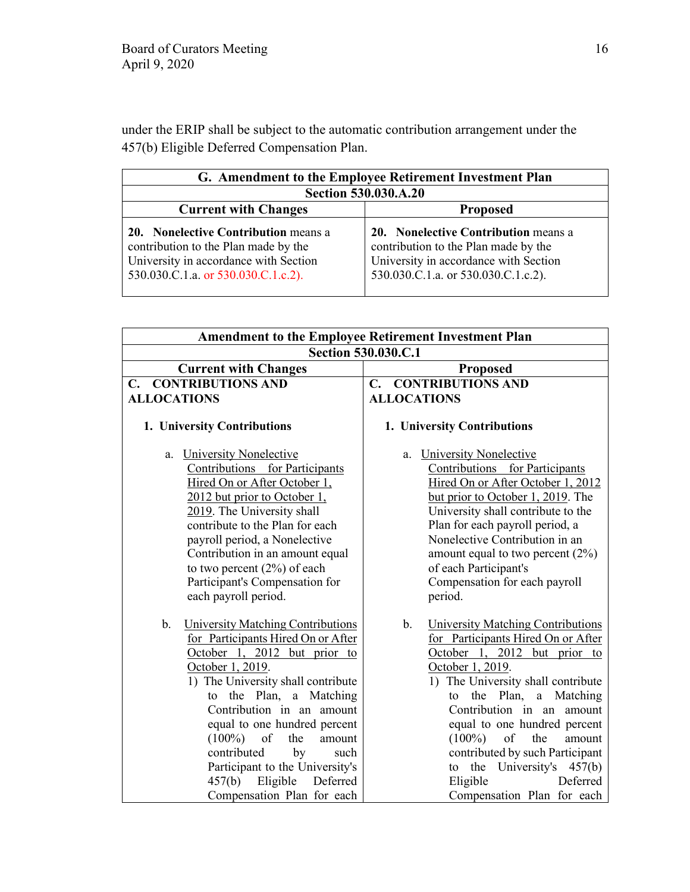under the ERIP shall be subject to the automatic contribution arrangement under the 457(b) Eligible Deferred Compensation Plan.

| **G. Amendment to the Employee Retirement Investment Plan** | |
|---|---|
| **Section 530.030.A.20** | |
| **Current with Changes** | **Proposed** |
| **20. Nonelective Contribution** means a contribution to the Plan made by the University in accordance with Section 530.030.C.1.a. or 530.030.C.1.c.2). | **20. Nonelective Contribution** means a contribution to the Plan made by the University in accordance with Section 530.030.C.1.a. or 530.030.C.1.c.2). |

| **Amendment to the Employee Retirement Investment Plan** | |
|---|---|
| **Section 530.030.C.1** | |
| **Current with Changes** | **Proposed** |
| **C. CONTRIBUTIONS AND ALLOCATIONS**<br><br>**1. University Contributions**<br><br>a. <u>University Nonelective Contributions for Participants Hired On or After October 1, 2012 but prior to October 1, 2019</u>. The University shall contribute to the Plan for each payroll period, a Nonelective Contribution in an amount equal to two percent (2%) of each Participant's Compensation for each payroll period.<br><br>b. <u>University Matching Contributions for Participants Hired On or After October 1, 2012 but prior to October 1, 2019</u>.<br>1) The University shall contribute to the Plan, a Matching Contribution in an amount equal to one hundred percent (100%) of the amount contributed by such Participant to the University's 457(b) Eligible Deferred Compensation Plan for each | **C. CONTRIBUTIONS AND ALLOCATIONS**<br><br>**1. University Contributions**<br><br>a. <u>University Nonelective Contributions for Participants Hired On or After October 1, 2012 but prior to October 1, 2019</u>. The University shall contribute to the Plan for each payroll period, a Nonelective Contribution in an amount equal to two percent (2%) of each Participant's Compensation for each payroll period.<br><br>b. <u>University Matching Contributions for Participants Hired On or After October 1, 2012 but prior to October 1, 2019</u>.<br>1) The University shall contribute to the Plan, a Matching Contribution in an amount equal to one hundred percent (100%) of the amount contributed by such Participant to the University's 457(b) Eligible Deferred Compensation Plan for each |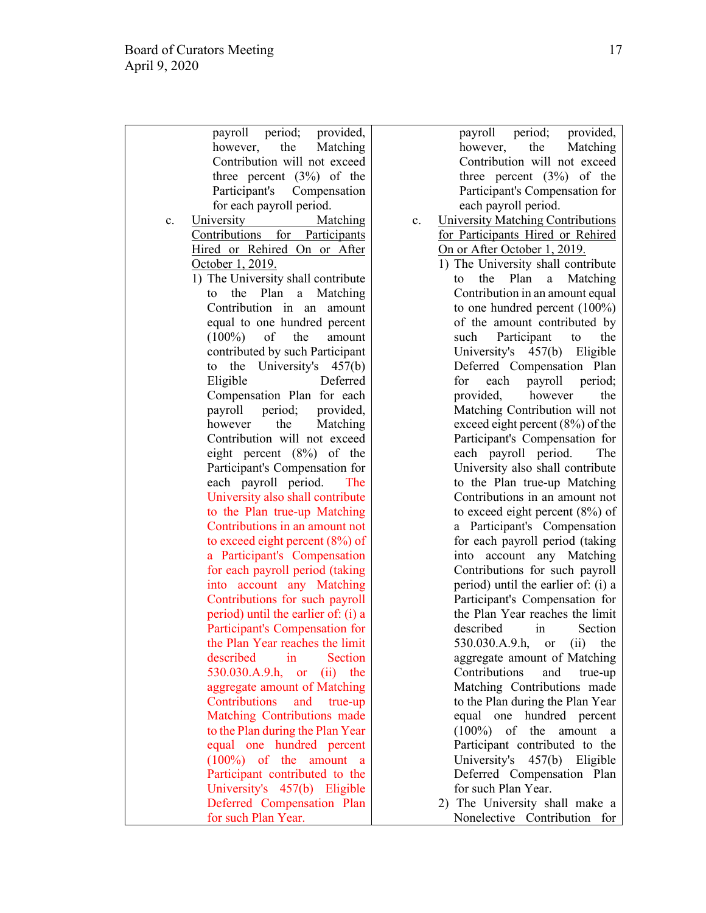| | |
|---|---|
| payroll period; provided, however, the Matching Contribution will not exceed three percent (3%) of the Participant's Compensation for each payroll period.<br><br>c. <u>University Matching Contributions for Participants Hired or Rehired On or After October 1, 2019.</u><br><br>1) The University shall contribute to the Plan a Matching Contribution in an amount equal to one hundred percent (100%) of the amount contributed by such Participant to the University's 457(b) Eligible Deferred Compensation Plan for each payroll period; provided, however the Matching Contribution will not exceed eight percent (8%) of the Participant's Compensation for each payroll period. The University also shall contribute to the Plan true-up Matching Contributions in an amount not to exceed eight percent (8%) of a Participant's Compensation for each payroll period (taking into account any Matching Contributions for such payroll period) until the earlier of: (i) a Participant's Compensation for the Plan Year reaches the limit described in Section 530.030.A.9.h, or (ii) the aggregate amount of Matching Contributions and true-up Matching Contributions made to the Plan during the Plan Year equal one hundred percent (100%) of the amount a Participant contributed to the University's 457(b) Eligible Deferred Compensation Plan for such Plan Year. | payroll period; provided, however, the Matching Contribution will not exceed three percent (3%) of the Participant's Compensation for each payroll period.<br><br>c. <u>University Matching Contributions for Participants Hired or Rehired On or After October 1, 2019.</u><br><br>1) The University shall contribute to the Plan a Matching Contribution in an amount equal to one hundred percent (100%) of the amount contributed by such Participant to the University's 457(b) Eligible Deferred Compensation Plan for each payroll period; provided, however the Matching Contribution will not exceed eight percent (8%) of the Participant's Compensation for each payroll period. The University also shall contribute to the Plan true-up Matching Contributions in an amount not to exceed eight percent (8%) of a Participant's Compensation for each payroll period (taking into account any Matching Contributions for such payroll period) until the earlier of: (i) a Participant's Compensation for the Plan Year reaches the limit described in Section 530.030.A.9.h, or (ii) the aggregate amount of Matching Contributions and true-up Matching Contributions made to the Plan during the Plan Year equal one hundred percent (100%) of the amount a Participant contributed to the University's 457(b) Eligible Deferred Compensation Plan for such Plan Year.<br><br>2) The University shall make a Nonelective Contribution for |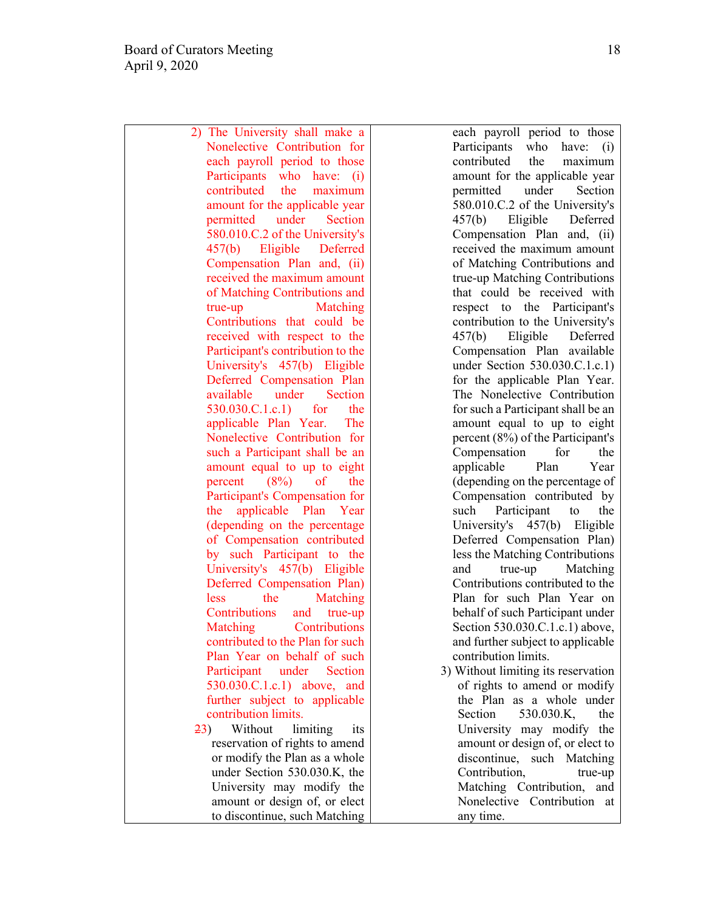| | |
|---|---|
| 2) The University shall make a Nonelective Contribution for each payroll period to those Participants who have: (i) contributed the maximum amount for the applicable year permitted under Section 580.010.C.2 of the University's 457(b) Eligible Deferred Compensation Plan and, (ii) received the maximum amount of Matching Contributions and true-up Matching Contributions that could be received with respect to the Participant's contribution to the University's 457(b) Eligible Deferred Compensation Plan available under Section 530.030.C.1.c.1) for the applicable Plan Year. The Nonelective Contribution for such a Participant shall be an amount equal to up to eight percent (8%) of the Participant's Compensation for the applicable Plan Year (depending on the percentage of Compensation contributed by such Participant to the University's 457(b) Eligible Deferred Compensation Plan) less the Matching Contributions and true-up Matching Contributions contributed to the Plan for such Plan Year on behalf of such Participant under Section 530.030.C.1.c.1) above, and further subject to applicable contribution limits.<br><br>~~2~~3) Without limiting its reservation of rights to amend or modify the Plan as a whole under Section 530.030.K, the University may modify the amount or design of, or elect to discontinue, such Matching | each payroll period to those Participants who have: (i) contributed the maximum amount for the applicable year permitted under Section 580.010.C.2 of the University's 457(b) Eligible Deferred Compensation Plan and, (ii) received the maximum amount of Matching Contributions and true-up Matching Contributions that could be received with respect to the Participant's contribution to the University's 457(b) Eligible Deferred Compensation Plan available under Section 530.030.C.1.c.1) for the applicable Plan Year. The Nonelective Contribution for such a Participant shall be an amount equal to up to eight percent (8%) of the Participant's Compensation for the applicable Plan Year (depending on the percentage of Compensation contributed by such Participant to the University's 457(b) Eligible Deferred Compensation Plan) less the Matching Contributions and true-up Matching Contributions contributed to the Plan for such Plan Year on behalf of such Participant under Section 530.030.C.1.c.1) above, and further subject to applicable contribution limits.<br><br>3) Without limiting its reservation of rights to amend or modify the Plan as a whole under Section 530.030.K, the University may modify the amount or design of, or elect to discontinue, such Matching Contribution, true-up Matching Contribution, and Nonelective Contribution at any time. |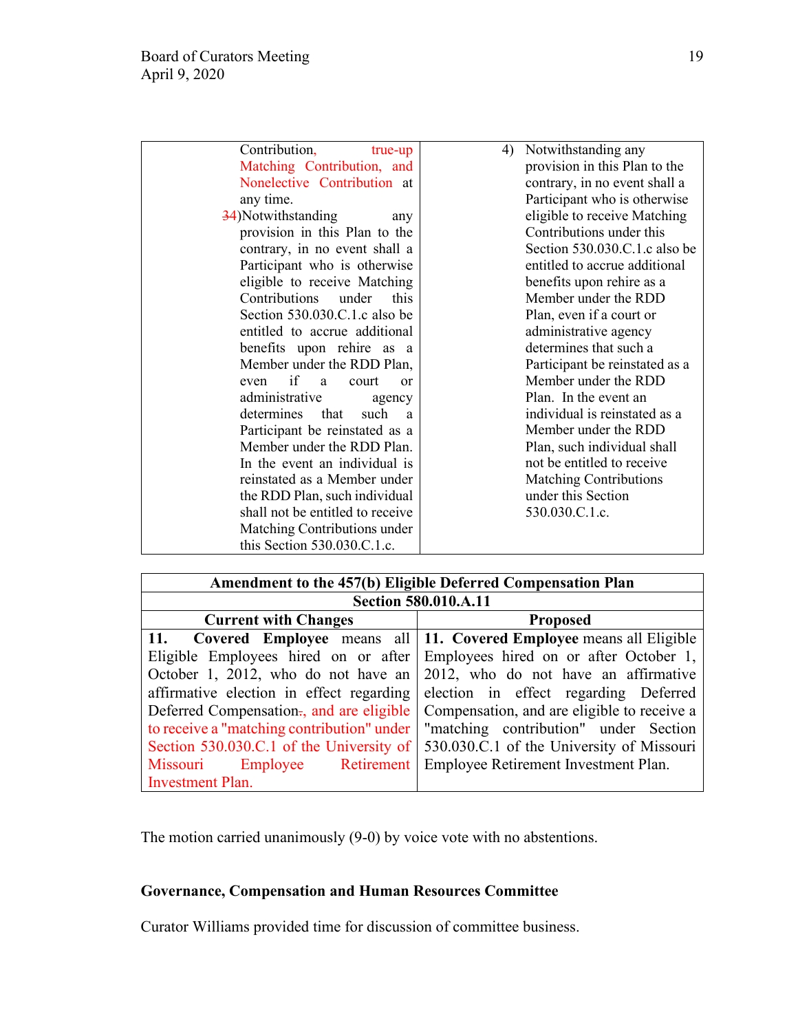| | |
|---|---|
| Contribution, true-up Matching Contribution, and Nonelective Contribution at any time.<br>34)Notwithstanding any provision in this Plan to the contrary, in no event shall a Participant who is otherwise eligible to receive Matching Contributions under this Section 530.030.C.1.c also be entitled to accrue additional benefits upon rehire as a Member under the RDD Plan, even if a court or administrative agency determines that such a Participant be reinstated as a Member under the RDD Plan. In the event an individual is reinstated as a Member under the RDD Plan, such individual shall not be entitled to receive Matching Contributions under this Section 530.030.C.1.c. | 4) Notwithstanding any provision in this Plan to the contrary, in no event shall a Participant who is otherwise eligible to receive Matching Contributions under this Section 530.030.C.1.c also be entitled to accrue additional benefits upon rehire as a Member under the RDD Plan, even if a court or administrative agency determines that such a Participant be reinstated as a Member under the RDD Plan. In the event an individual is reinstated as a Member under the RDD Plan, such individual shall not be entitled to receive Matching Contributions under this Section 530.030.C.1.c. |

| **Amendment to the 457(b) Eligible Deferred Compensation Plan** | |
|---|---|
| **Section 580.010.A.11** | |
| **Current with Changes** | **Proposed** |
| **11. Covered Employee** means all Eligible Employees hired on or after October 1, 2012, who do not have an affirmative election in effect regarding Deferred Compensation., and are eligible to receive a "matching contribution" under Section 530.030.C.1 of the University of Missouri Employee Retirement Investment Plan. | **11. Covered Employee** means all Eligible Employees hired on or after October 1, 2012, who do not have an affirmative election in effect regarding Deferred Compensation, and are eligible to receive a "matching contribution" under Section 530.030.C.1 of the University of Missouri Employee Retirement Investment Plan. |

The motion carried unanimously (9-0) by voice vote with no abstentions.

**Governance, Compensation and Human Resources Committee**

Curator Williams provided time for discussion of committee business.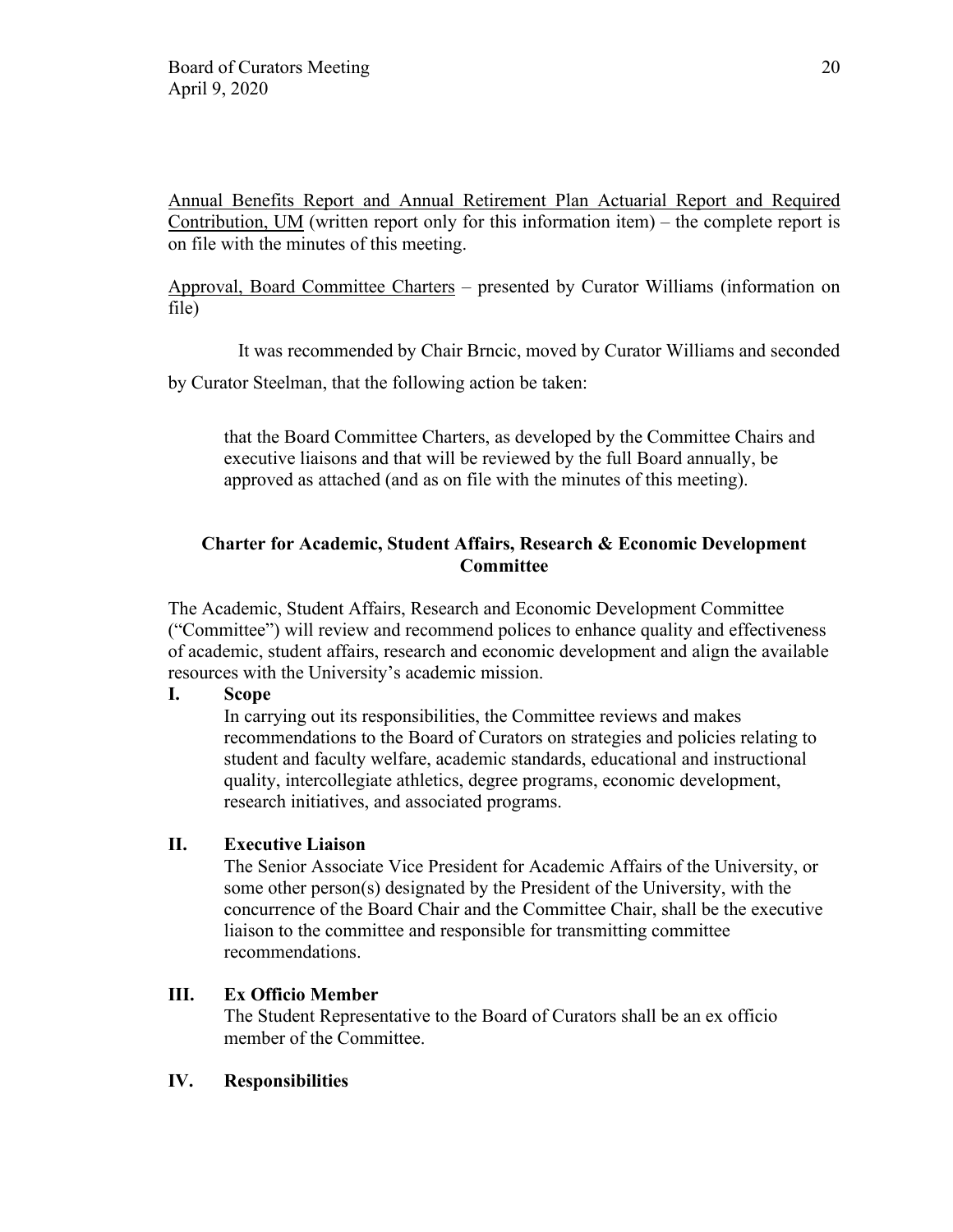Annual Benefits Report and Annual Retirement Plan Actuarial Report and Required Contribution, UM (written report only for this information item) – the complete report is on file with the minutes of this meeting.

Approval, Board Committee Charters – presented by Curator Williams (information on file)

It was recommended by Chair Brncic, moved by Curator Williams and seconded by Curator Steelman, that the following action be taken:

> that the Board Committee Charters, as developed by the Committee Chairs and executive liaisons and that will be reviewed by the full Board annually, be approved as attached (and as on file with the minutes of this meeting).

**Charter for Academic, Student Affairs, Research & Economic Development Committee**

The Academic, Student Affairs, Research and Economic Development Committee ("Committee") will review and recommend polices to enhance quality and effectiveness of academic, student affairs, research and economic development and align the available resources with the University's academic mission.

**I. Scope**

In carrying out its responsibilities, the Committee reviews and makes recommendations to the Board of Curators on strategies and policies relating to student and faculty welfare, academic standards, educational and instructional quality, intercollegiate athletics, degree programs, economic development, research initiatives, and associated programs.

**II. Executive Liaison**

The Senior Associate Vice President for Academic Affairs of the University, or some other person(s) designated by the President of the University, with the concurrence of the Board Chair and the Committee Chair, shall be the executive liaison to the committee and responsible for transmitting committee recommendations.

**III. Ex Officio Member**

The Student Representative to the Board of Curators shall be an ex officio member of the Committee.

**IV. Responsibilities**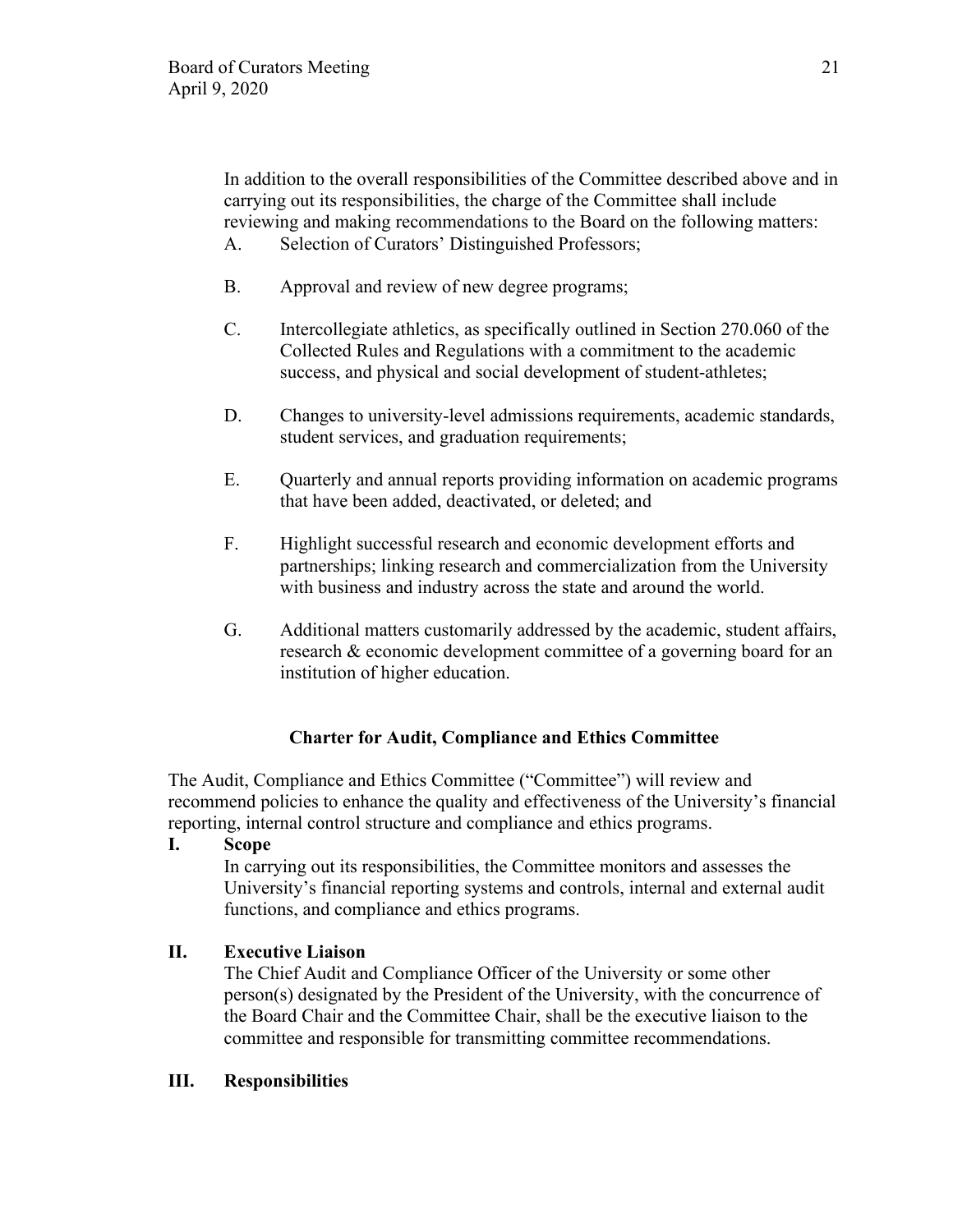In addition to the overall responsibilities of the Committee described above and in carrying out its responsibilities, the charge of the Committee shall include reviewing and making recommendations to the Board on the following matters:

A. Selection of Curators' Distinguished Professors;

B. Approval and review of new degree programs;

C. Intercollegiate athletics, as specifically outlined in Section 270.060 of the Collected Rules and Regulations with a commitment to the academic success, and physical and social development of student-athletes;

D. Changes to university-level admissions requirements, academic standards, student services, and graduation requirements;

E. Quarterly and annual reports providing information on academic programs that have been added, deactivated, or deleted; and

F. Highlight successful research and economic development efforts and partnerships; linking research and commercialization from the University with business and industry across the state and around the world.

G. Additional matters customarily addressed by the academic, student affairs, research & economic development committee of a governing board for an institution of higher education.

**Charter for Audit, Compliance and Ethics Committee**

The Audit, Compliance and Ethics Committee ("Committee") will review and recommend policies to enhance the quality and effectiveness of the University's financial reporting, internal control structure and compliance and ethics programs.

**I. Scope**

In carrying out its responsibilities, the Committee monitors and assesses the University's financial reporting systems and controls, internal and external audit functions, and compliance and ethics programs.

**II. Executive Liaison**

The Chief Audit and Compliance Officer of the University or some other person(s) designated by the President of the University, with the concurrence of the Board Chair and the Committee Chair, shall be the executive liaison to the committee and responsible for transmitting committee recommendations.

**III. Responsibilities**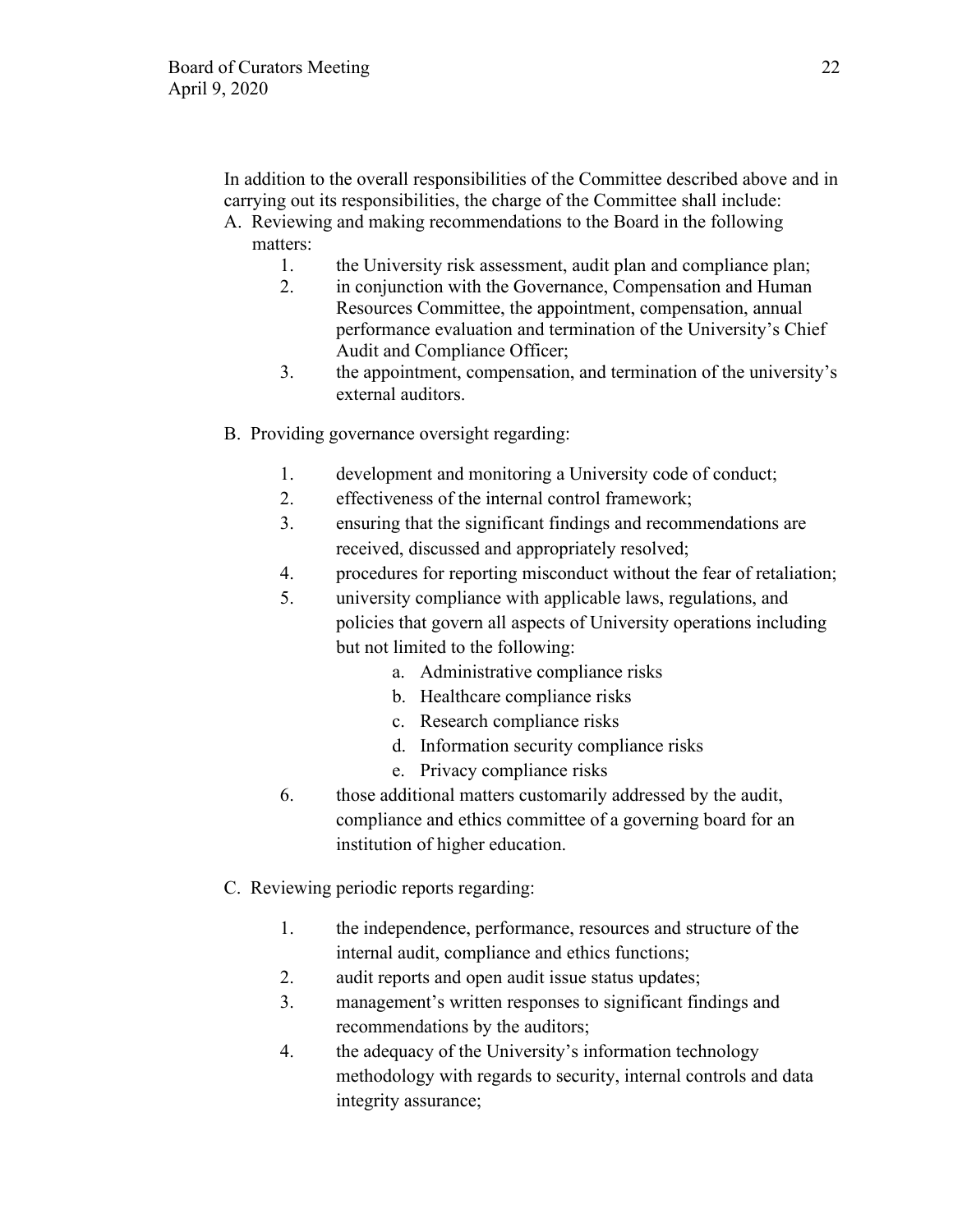In addition to the overall responsibilities of the Committee described above and in carrying out its responsibilities, the charge of the Committee shall include:

A. Reviewing and making recommendations to the Board in the following matters:
    1. the University risk assessment, audit plan and compliance plan;
    2. in conjunction with the Governance, Compensation and Human Resources Committee, the appointment, compensation, annual performance evaluation and termination of the University's Chief Audit and Compliance Officer;
    3. the appointment, compensation, and termination of the university's external auditors.

B. Providing governance oversight regarding:
    1. development and monitoring a University code of conduct;
    2. effectiveness of the internal control framework;
    3. ensuring that the significant findings and recommendations are received, discussed and appropriately resolved;
    4. procedures for reporting misconduct without the fear of retaliation;
    5. university compliance with applicable laws, regulations, and policies that govern all aspects of University operations including but not limited to the following:
        a. Administrative compliance risks
        b. Healthcare compliance risks
        c. Research compliance risks
        d. Information security compliance risks
        e. Privacy compliance risks
    6. those additional matters customarily addressed by the audit, compliance and ethics committee of a governing board for an institution of higher education.

C. Reviewing periodic reports regarding:
    1. the independence, performance, resources and structure of the internal audit, compliance and ethics functions;
    2. audit reports and open audit issue status updates;
    3. management's written responses to significant findings and recommendations by the auditors;
    4. the adequacy of the University's information technology methodology with regards to security, internal controls and data integrity assurance;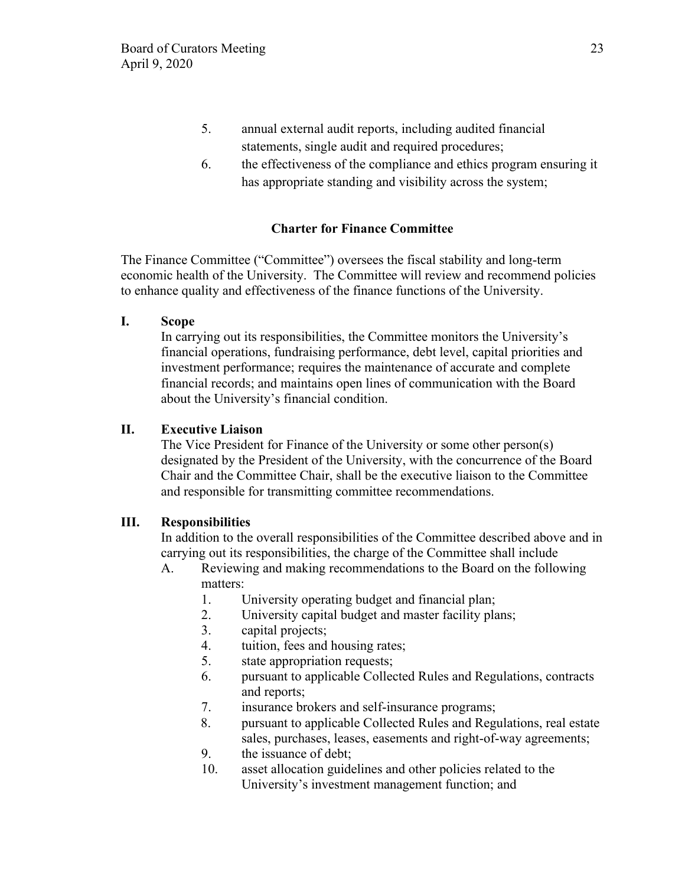5. annual external audit reports, including audited financial statements, single audit and required procedures;
6. the effectiveness of the compliance and ethics program ensuring it has appropriate standing and visibility across the system;

**Charter for Finance Committee**

The Finance Committee ("Committee") oversees the fiscal stability and long-term economic health of the University. The Committee will review and recommend policies to enhance quality and effectiveness of the finance functions of the University.

**I. Scope**

In carrying out its responsibilities, the Committee monitors the University's financial operations, fundraising performance, debt level, capital priorities and investment performance; requires the maintenance of accurate and complete financial records; and maintains open lines of communication with the Board about the University's financial condition.

**II. Executive Liaison**

The Vice President for Finance of the University or some other person(s) designated by the President of the University, with the concurrence of the Board Chair and the Committee Chair, shall be the executive liaison to the Committee and responsible for transmitting committee recommendations.

**III. Responsibilities**

In addition to the overall responsibilities of the Committee described above and in carrying out its responsibilities, the charge of the Committee shall include

A. Reviewing and making recommendations to the Board on the following matters:
   1. University operating budget and financial plan;
   2. University capital budget and master facility plans;
   3. capital projects;
   4. tuition, fees and housing rates;
   5. state appropriation requests;
   6. pursuant to applicable Collected Rules and Regulations, contracts and reports;
   7. insurance brokers and self-insurance programs;
   8. pursuant to applicable Collected Rules and Regulations, real estate sales, purchases, leases, easements and right-of-way agreements;
   9. the issuance of debt;
   10. asset allocation guidelines and other policies related to the University's investment management function; and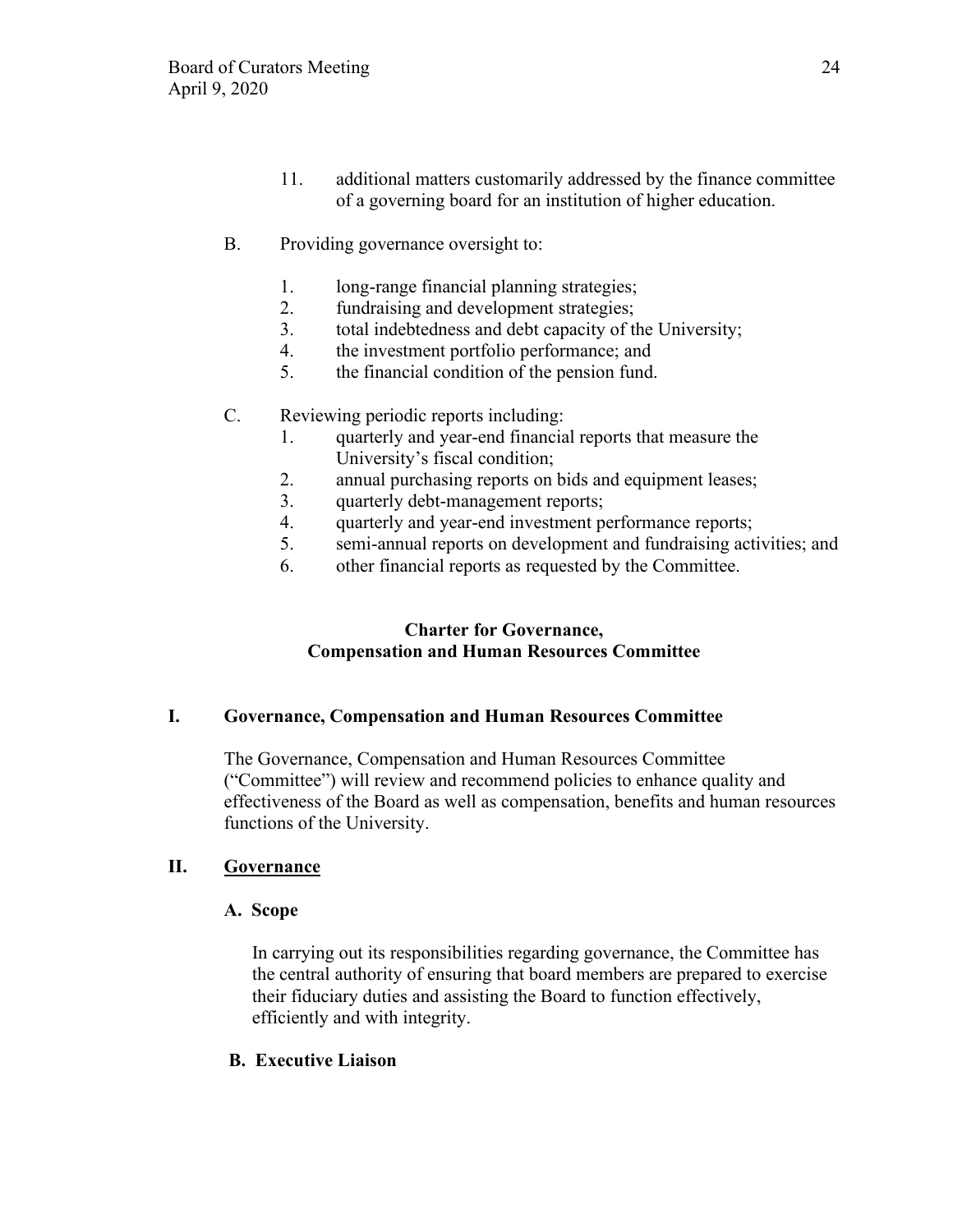11. additional matters customarily addressed by the finance committee of a governing board for an institution of higher education.

B. Providing governance oversight to:

1. long-range financial planning strategies;
2. fundraising and development strategies;
3. total indebtedness and debt capacity of the University;
4. the investment portfolio performance; and
5. the financial condition of the pension fund.

C. Reviewing periodic reports including:

1. quarterly and year-end financial reports that measure the University's fiscal condition;
2. annual purchasing reports on bids and equipment leases;
3. quarterly debt-management reports;
4. quarterly and year-end investment performance reports;
5. semi-annual reports on development and fundraising activities; and
6. other financial reports as requested by the Committee.

## Charter for Governance, Compensation and Human Resources Committee

### I. Governance, Compensation and Human Resources Committee

The Governance, Compensation and Human Resources Committee ("Committee") will review and recommend policies to enhance quality and effectiveness of the Board as well as compensation, benefits and human resources functions of the University.

### II. Governance

**A. Scope**

In carrying out its responsibilities regarding governance, the Committee has the central authority of ensuring that board members are prepared to exercise their fiduciary duties and assisting the Board to function effectively, efficiently and with integrity.

**B. Executive Liaison**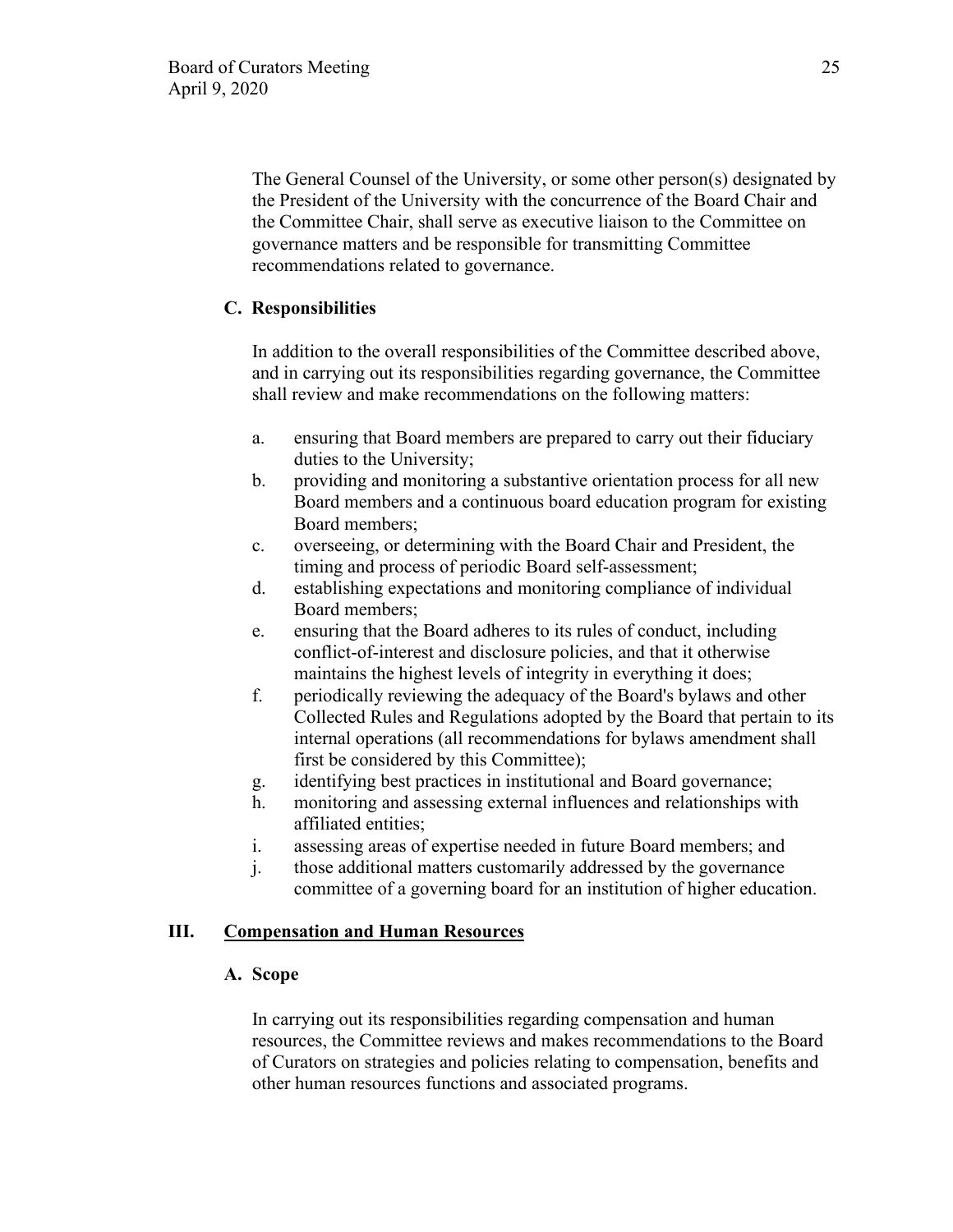The General Counsel of the University, or some other person(s) designated by the President of the University with the concurrence of the Board Chair and the Committee Chair, shall serve as executive liaison to the Committee on governance matters and be responsible for transmitting Committee recommendations related to governance.

### C. Responsibilities

In addition to the overall responsibilities of the Committee described above, and in carrying out its responsibilities regarding governance, the Committee shall review and make recommendations on the following matters:

a. ensuring that Board members are prepared to carry out their fiduciary duties to the University;
b. providing and monitoring a substantive orientation process for all new Board members and a continuous board education program for existing Board members;
c. overseeing, or determining with the Board Chair and President, the timing and process of periodic Board self-assessment;
d. establishing expectations and monitoring compliance of individual Board members;
e. ensuring that the Board adheres to its rules of conduct, including conflict-of-interest and disclosure policies, and that it otherwise maintains the highest levels of integrity in everything it does;
f. periodically reviewing the adequacy of the Board's bylaws and other Collected Rules and Regulations adopted by the Board that pertain to its internal operations (all recommendations for bylaws amendment shall first be considered by this Committee);
g. identifying best practices in institutional and Board governance;
h. monitoring and assessing external influences and relationships with affiliated entities;
i. assessing areas of expertise needed in future Board members; and
j. those additional matters customarily addressed by the governance committee of a governing board for an institution of higher education.

## III. Compensation and Human Resources

### A. Scope

In carrying out its responsibilities regarding compensation and human resources, the Committee reviews and makes recommendations to the Board of Curators on strategies and policies relating to compensation, benefits and other human resources functions and associated programs.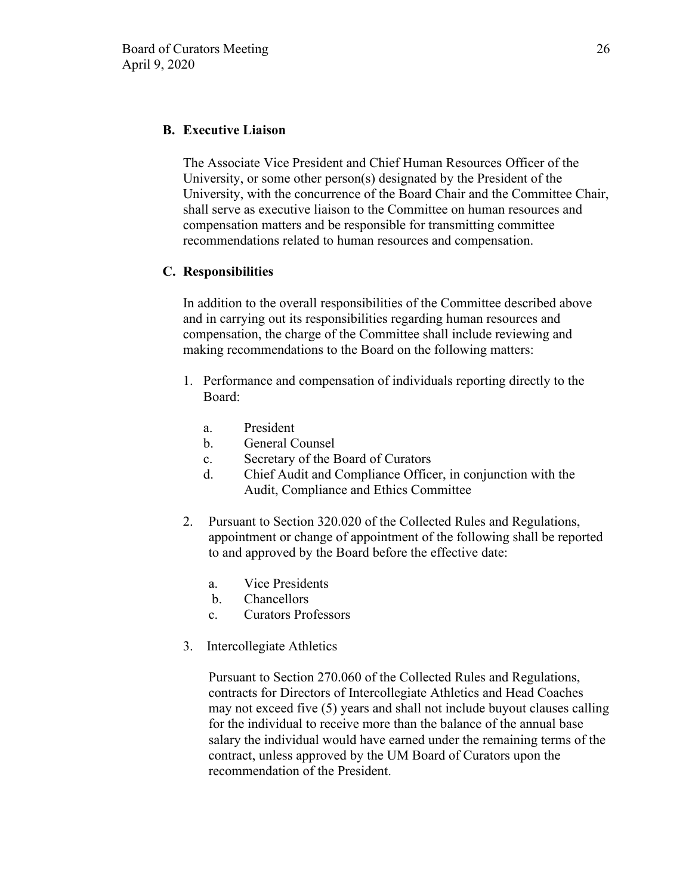### B. Executive Liaison

The Associate Vice President and Chief Human Resources Officer of the University, or some other person(s) designated by the President of the University, with the concurrence of the Board Chair and the Committee Chair, shall serve as executive liaison to the Committee on human resources and compensation matters and be responsible for transmitting committee recommendations related to human resources and compensation.

### C. Responsibilities

In addition to the overall responsibilities of the Committee described above and in carrying out its responsibilities regarding human resources and compensation, the charge of the Committee shall include reviewing and making recommendations to the Board on the following matters:

1. Performance and compensation of individuals reporting directly to the Board:

   a. President
   b. General Counsel
   c. Secretary of the Board of Curators
   d. Chief Audit and Compliance Officer, in conjunction with the Audit, Compliance and Ethics Committee

2. Pursuant to Section 320.020 of the Collected Rules and Regulations, appointment or change of appointment of the following shall be reported to and approved by the Board before the effective date:

   a. Vice Presidents
   b. Chancellors
   c. Curators Professors

3. Intercollegiate Athletics

   Pursuant to Section 270.060 of the Collected Rules and Regulations, contracts for Directors of Intercollegiate Athletics and Head Coaches may not exceed five (5) years and shall not include buyout clauses calling for the individual to receive more than the balance of the annual base salary the individual would have earned under the remaining terms of the contract, unless approved by the UM Board of Curators upon the recommendation of the President.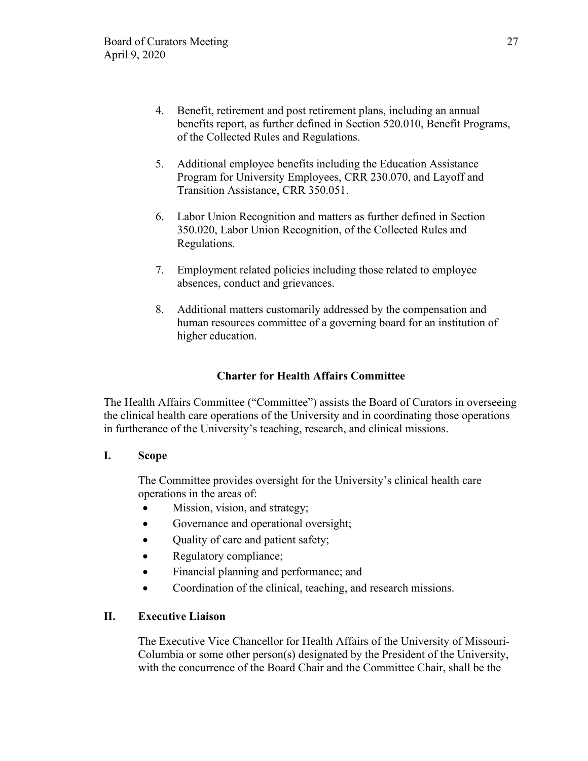4. Benefit, retirement and post retirement plans, including an annual benefits report, as further defined in Section 520.010, Benefit Programs, of the Collected Rules and Regulations.

5. Additional employee benefits including the Education Assistance Program for University Employees, CRR 230.070, and Layoff and Transition Assistance, CRR 350.051.

6. Labor Union Recognition and matters as further defined in Section 350.020, Labor Union Recognition, of the Collected Rules and Regulations.

7. Employment related policies including those related to employee absences, conduct and grievances.

8. Additional matters customarily addressed by the compensation and human resources committee of a governing board for an institution of higher education.

## Charter for Health Affairs Committee

The Health Affairs Committee ("Committee") assists the Board of Curators in overseeing the clinical health care operations of the University and in coordinating those operations in furtherance of the University's teaching, research, and clinical missions.

### I. Scope

The Committee provides oversight for the University's clinical health care operations in the areas of:

- Mission, vision, and strategy;
- Governance and operational oversight;
- Quality of care and patient safety;
- Regulatory compliance;
- Financial planning and performance; and
- Coordination of the clinical, teaching, and research missions.

### II. Executive Liaison

The Executive Vice Chancellor for Health Affairs of the University of Missouri-Columbia or some other person(s) designated by the President of the University, with the concurrence of the Board Chair and the Committee Chair, shall be the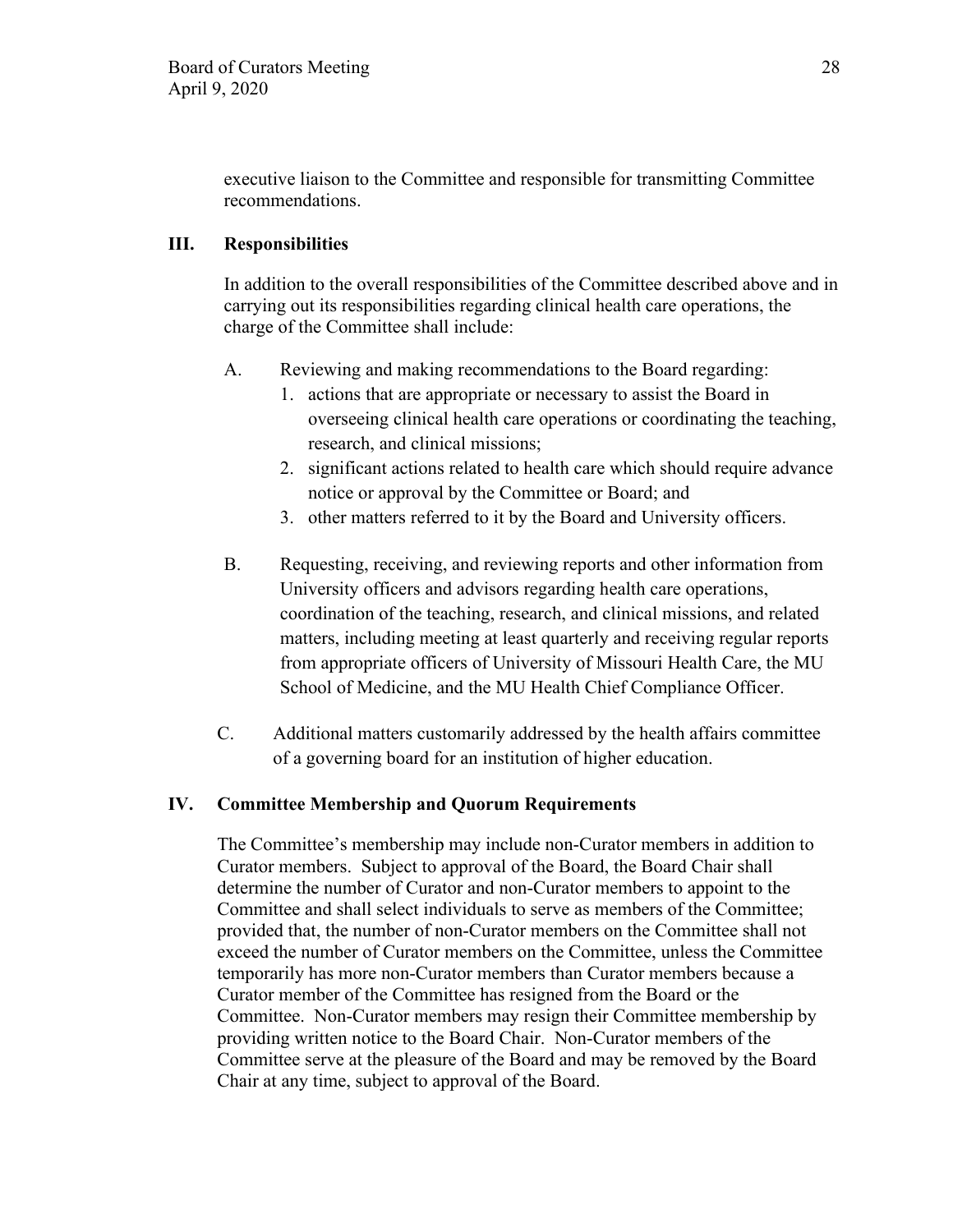executive liaison to the Committee and responsible for transmitting Committee recommendations.

## III. Responsibilities

In addition to the overall responsibilities of the Committee described above and in carrying out its responsibilities regarding clinical health care operations, the charge of the Committee shall include:

A. Reviewing and making recommendations to the Board regarding:
   1. actions that are appropriate or necessary to assist the Board in overseeing clinical health care operations or coordinating the teaching, research, and clinical missions;
   2. significant actions related to health care which should require advance notice or approval by the Committee or Board; and
   3. other matters referred to it by the Board and University officers.

B. Requesting, receiving, and reviewing reports and other information from University officers and advisors regarding health care operations, coordination of the teaching, research, and clinical missions, and related matters, including meeting at least quarterly and receiving regular reports from appropriate officers of University of Missouri Health Care, the MU School of Medicine, and the MU Health Chief Compliance Officer.

C. Additional matters customarily addressed by the health affairs committee of a governing board for an institution of higher education.

## IV. Committee Membership and Quorum Requirements

The Committee's membership may include non-Curator members in addition to Curator members. Subject to approval of the Board, the Board Chair shall determine the number of Curator and non-Curator members to appoint to the Committee and shall select individuals to serve as members of the Committee; provided that, the number of non-Curator members on the Committee shall not exceed the number of Curator members on the Committee, unless the Committee temporarily has more non-Curator members than Curator members because a Curator member of the Committee has resigned from the Board or the Committee. Non-Curator members may resign their Committee membership by providing written notice to the Board Chair. Non-Curator members of the Committee serve at the pleasure of the Board and may be removed by the Board Chair at any time, subject to approval of the Board.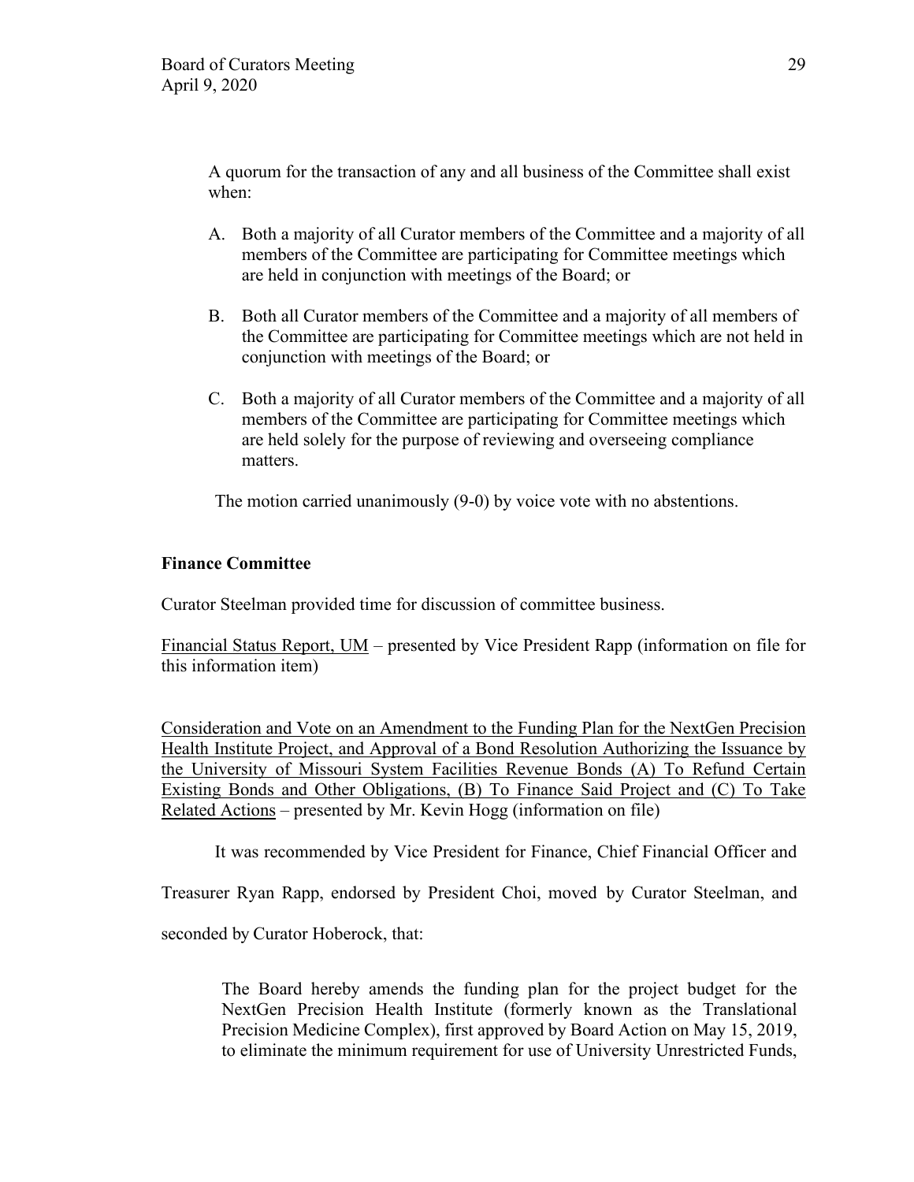A quorum for the transaction of any and all business of the Committee shall exist when:

A. Both a majority of all Curator members of the Committee and a majority of all members of the Committee are participating for Committee meetings which are held in conjunction with meetings of the Board; or

B. Both all Curator members of the Committee and a majority of all members of the Committee are participating for Committee meetings which are not held in conjunction with meetings of the Board; or

C. Both a majority of all Curator members of the Committee and a majority of all members of the Committee are participating for Committee meetings which are held solely for the purpose of reviewing and overseeing compliance matters.

The motion carried unanimously (9-0) by voice vote with no abstentions.

**Finance Committee**

Curator Steelman provided time for discussion of committee business.

Financial Status Report, UM – presented by Vice President Rapp (information on file for this information item)

Consideration and Vote on an Amendment to the Funding Plan for the NextGen Precision Health Institute Project, and Approval of a Bond Resolution Authorizing the Issuance by the University of Missouri System Facilities Revenue Bonds (A) To Refund Certain Existing Bonds and Other Obligations, (B) To Finance Said Project and (C) To Take Related Actions – presented by Mr. Kevin Hogg (information on file)

It was recommended by Vice President for Finance, Chief Financial Officer and Treasurer Ryan Rapp, endorsed by President Choi, moved by Curator Steelman, and seconded by Curator Hoberock, that:

> The Board hereby amends the funding plan for the project budget for the NextGen Precision Health Institute (formerly known as the Translational Precision Medicine Complex), first approved by Board Action on May 15, 2019, to eliminate the minimum requirement for use of University Unrestricted Funds,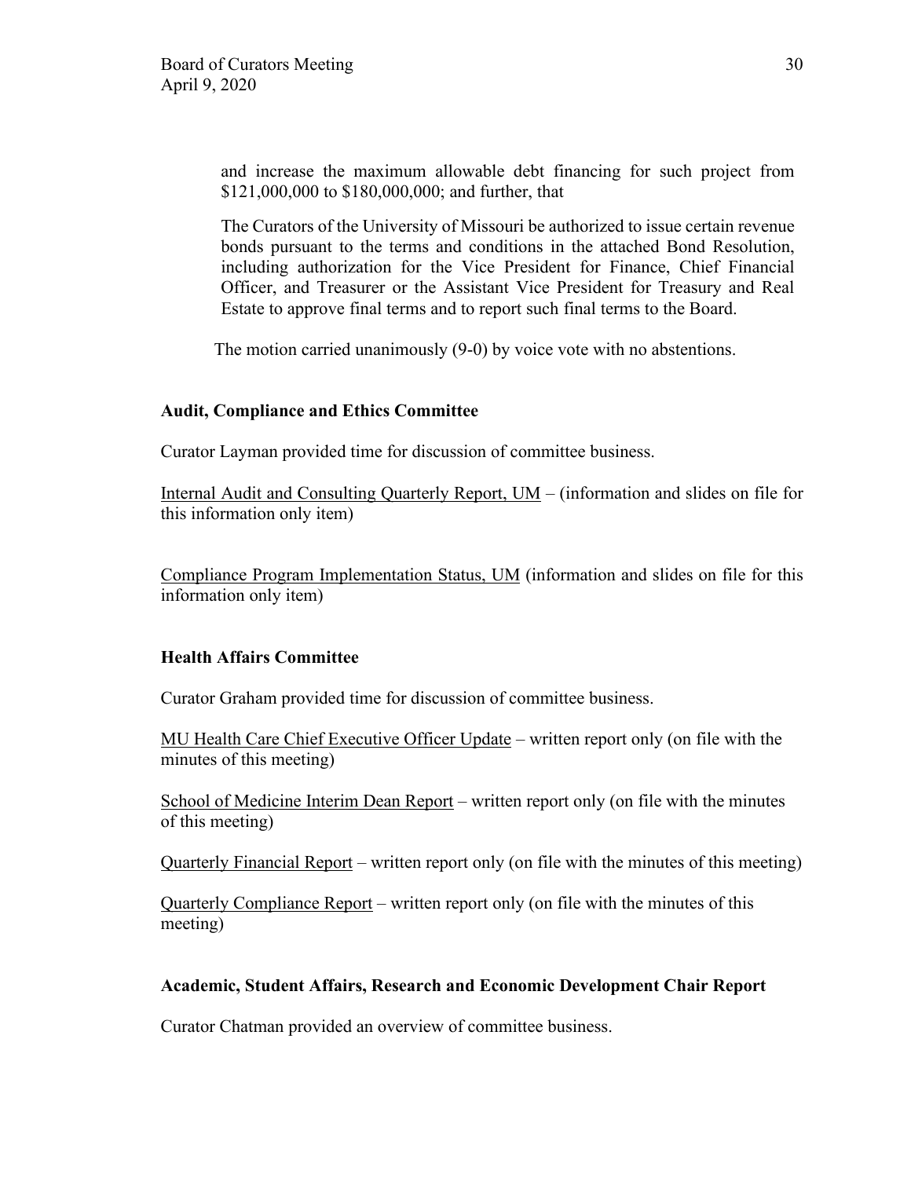and increase the maximum allowable debt financing for such project from \$121,000,000 to \$180,000,000; and further, that

The Curators of the University of Missouri be authorized to issue certain revenue bonds pursuant to the terms and conditions in the attached Bond Resolution, including authorization for the Vice President for Finance, Chief Financial Officer, and Treasurer or the Assistant Vice President for Treasury and Real Estate to approve final terms and to report such final terms to the Board.

The motion carried unanimously (9-0) by voice vote with no abstentions.

**Audit, Compliance and Ethics Committee**

Curator Layman provided time for discussion of committee business.

<u>Internal Audit and Consulting Quarterly Report, UM</u> – (information and slides on file for this information only item)

<u>Compliance Program Implementation Status, UM</u> (information and slides on file for this information only item)

**Health Affairs Committee**

Curator Graham provided time for discussion of committee business.

<u>MU Health Care Chief Executive Officer Update</u> – written report only (on file with the minutes of this meeting)

<u>School of Medicine Interim Dean Report</u> – written report only (on file with the minutes of this meeting)

<u>Quarterly Financial Report</u> – written report only (on file with the minutes of this meeting)

<u>Quarterly Compliance Report</u> – written report only (on file with the minutes of this meeting)

**Academic, Student Affairs, Research and Economic Development Chair Report**

Curator Chatman provided an overview of committee business.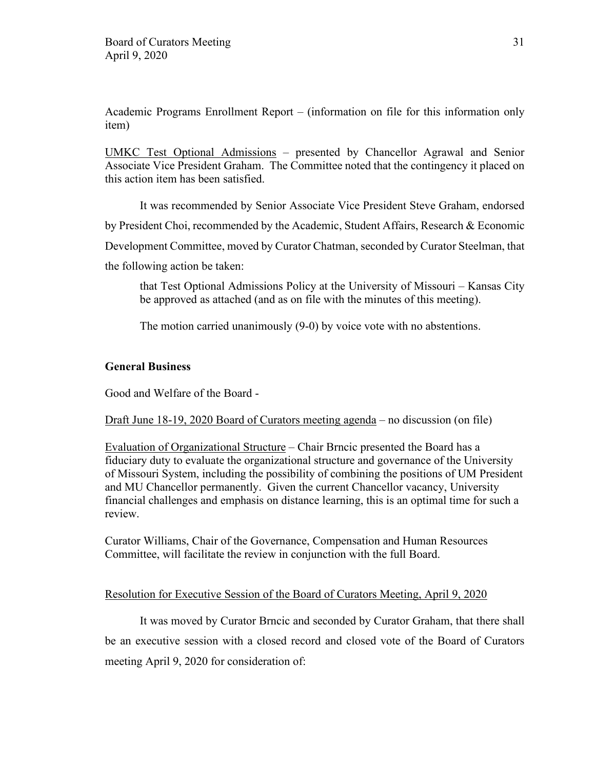Academic Programs Enrollment Report – (information on file for this information only item)

UMKC Test Optional Admissions – presented by Chancellor Agrawal and Senior Associate Vice President Graham. The Committee noted that the contingency it placed on this action item has been satisfied.

It was recommended by Senior Associate Vice President Steve Graham, endorsed by President Choi, recommended by the Academic, Student Affairs, Research & Economic Development Committee, moved by Curator Chatman, seconded by Curator Steelman, that the following action be taken:

> that Test Optional Admissions Policy at the University of Missouri – Kansas City be approved as attached (and as on file with the minutes of this meeting).

The motion carried unanimously (9-0) by voice vote with no abstentions.

## General Business

Good and Welfare of the Board -

Draft June 18-19, 2020 Board of Curators meeting agenda – no discussion (on file)

Evaluation of Organizational Structure – Chair Brncic presented the Board has a fiduciary duty to evaluate the organizational structure and governance of the University of Missouri System, including the possibility of combining the positions of UM President and MU Chancellor permanently. Given the current Chancellor vacancy, University financial challenges and emphasis on distance learning, this is an optimal time for such a review.

Curator Williams, Chair of the Governance, Compensation and Human Resources Committee, will facilitate the review in conjunction with the full Board.

Resolution for Executive Session of the Board of Curators Meeting, April 9, 2020

It was moved by Curator Brncic and seconded by Curator Graham, that there shall be an executive session with a closed record and closed vote of the Board of Curators meeting April 9, 2020 for consideration of: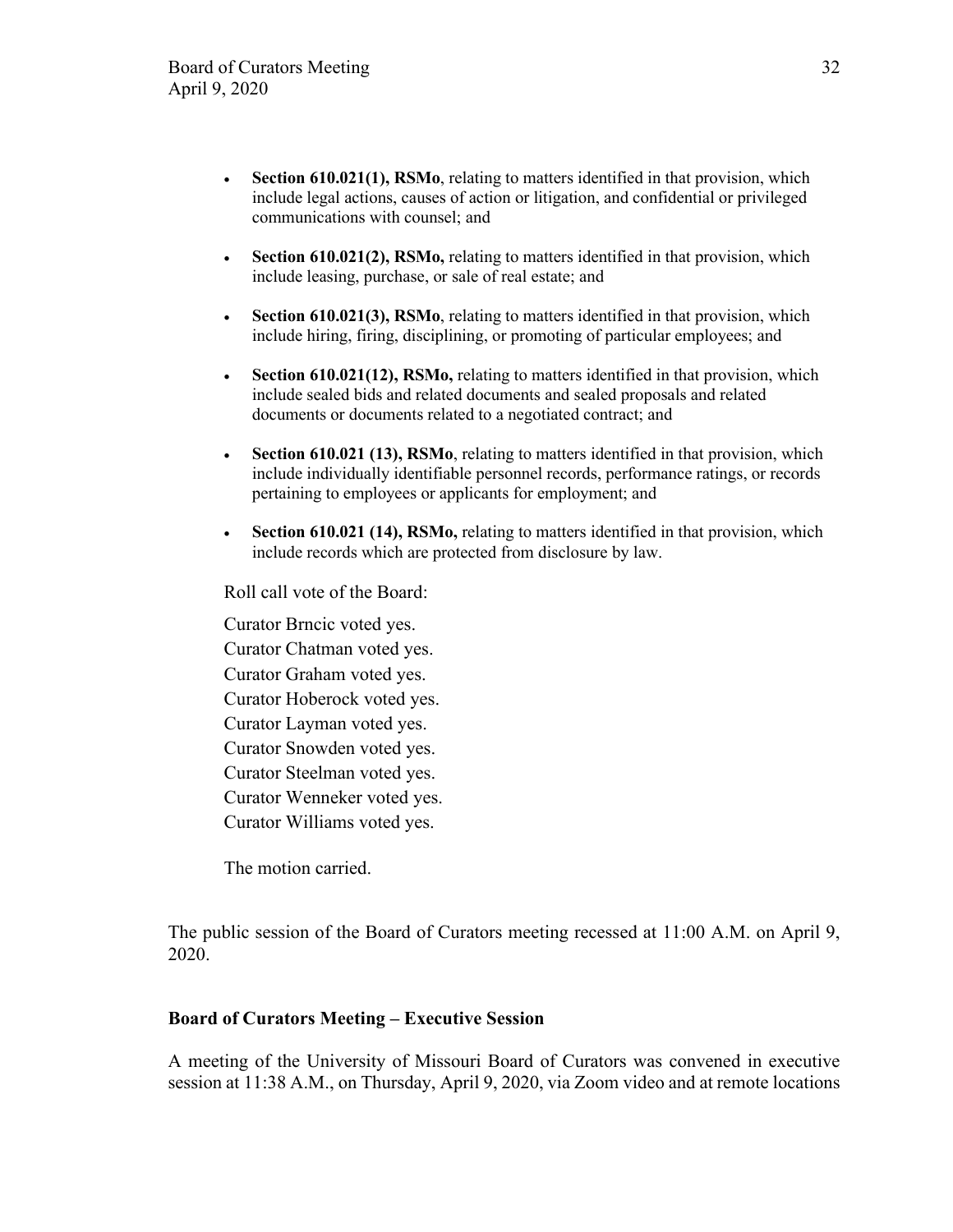- **Section 610.021(1), RSMo**, relating to matters identified in that provision, which include legal actions, causes of action or litigation, and confidential or privileged communications with counsel; and

- **Section 610.021(2), RSMo,** relating to matters identified in that provision, which include leasing, purchase, or sale of real estate; and

- **Section 610.021(3), RSMo**, relating to matters identified in that provision, which include hiring, firing, disciplining, or promoting of particular employees; and

- **Section 610.021(12), RSMo,** relating to matters identified in that provision, which include sealed bids and related documents and sealed proposals and related documents or documents related to a negotiated contract; and

- **Section 610.021 (13), RSMo**, relating to matters identified in that provision, which include individually identifiable personnel records, performance ratings, or records pertaining to employees or applicants for employment; and

- **Section 610.021 (14), RSMo,** relating to matters identified in that provision, which include records which are protected from disclosure by law.

Roll call vote of the Board:

Curator Brncic voted yes.
Curator Chatman voted yes.
Curator Graham voted yes.
Curator Hoberock voted yes.
Curator Layman voted yes.
Curator Snowden voted yes.
Curator Steelman voted yes.
Curator Wenneker voted yes.
Curator Williams voted yes.

The motion carried.

The public session of the Board of Curators meeting recessed at 11:00 A.M. on April 9, 2020.

**Board of Curators Meeting – Executive Session**

A meeting of the University of Missouri Board of Curators was convened in executive session at 11:38 A.M., on Thursday, April 9, 2020, via Zoom video and at remote locations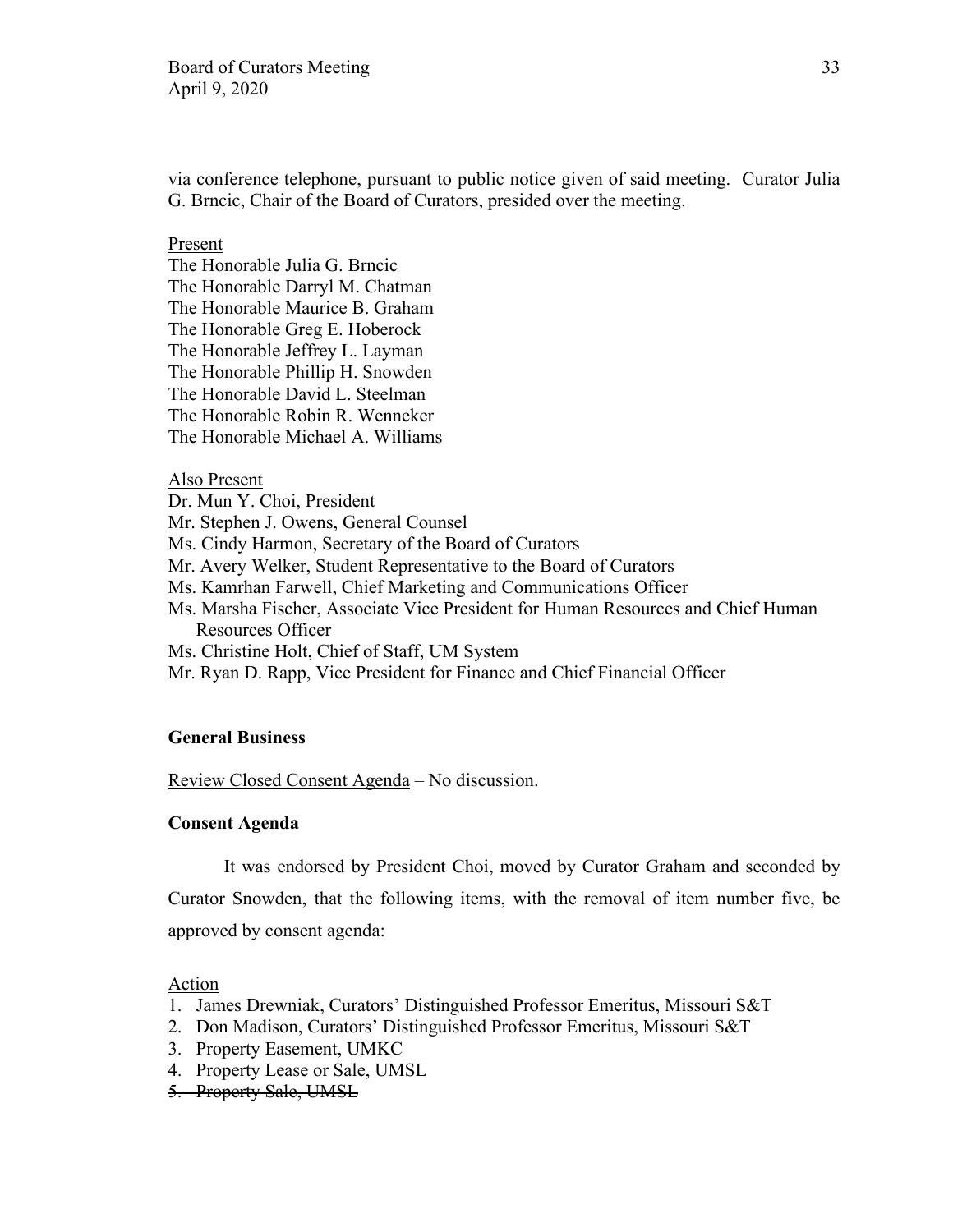via conference telephone, pursuant to public notice given of said meeting. Curator Julia G. Brncic, Chair of the Board of Curators, presided over the meeting.

<u>Present</u>
The Honorable Julia G. Brncic
The Honorable Darryl M. Chatman
The Honorable Maurice B. Graham
The Honorable Greg E. Hoberock
The Honorable Jeffrey L. Layman
The Honorable Phillip H. Snowden
The Honorable David L. Steelman
The Honorable Robin R. Wenneker
The Honorable Michael A. Williams

<u>Also Present</u>
Dr. Mun Y. Choi, President
Mr. Stephen J. Owens, General Counsel
Ms. Cindy Harmon, Secretary of the Board of Curators
Mr. Avery Welker, Student Representative to the Board of Curators
Ms. Kamrhan Farwell, Chief Marketing and Communications Officer
Ms. Marsha Fischer, Associate Vice President for Human Resources and Chief Human Resources Officer
Ms. Christine Holt, Chief of Staff, UM System
Mr. Ryan D. Rapp, Vice President for Finance and Chief Financial Officer

**General Business**

<u>Review Closed Consent Agenda</u> – No discussion.

**Consent Agenda**

It was endorsed by President Choi, moved by Curator Graham and seconded by Curator Snowden, that the following items, with the removal of item number five, be approved by consent agenda:

<u>Action</u>
1. James Drewniak, Curators' Distinguished Professor Emeritus, Missouri S&T
2. Don Madison, Curators' Distinguished Professor Emeritus, Missouri S&T
3. Property Easement, UMKC
4. Property Lease or Sale, UMSL
5. ~~Property Sale, UMSL~~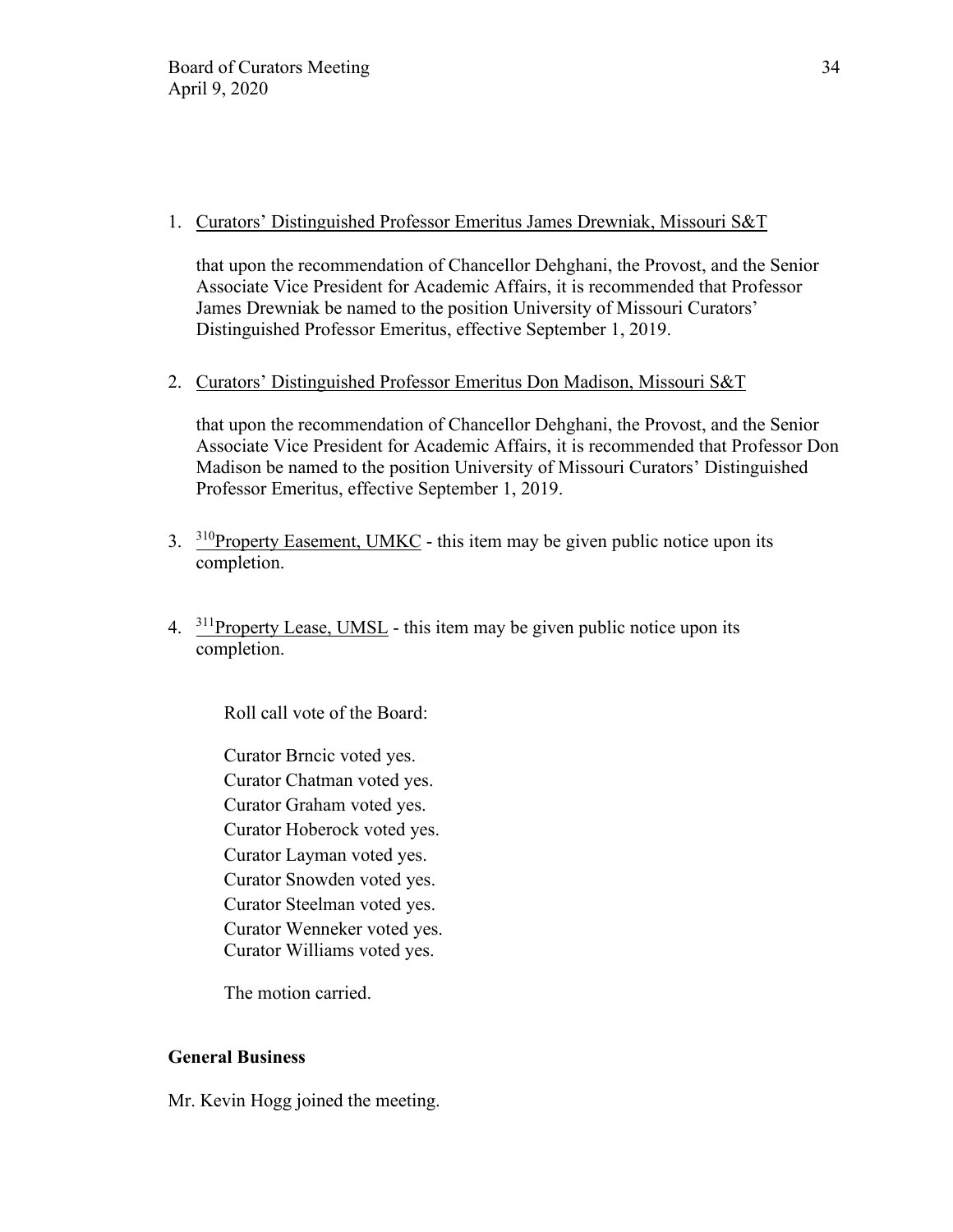1. Curators' Distinguished Professor Emeritus James Drewniak, Missouri S&T

   that upon the recommendation of Chancellor Dehghani, the Provost, and the Senior Associate Vice President for Academic Affairs, it is recommended that Professor James Drewniak be named to the position University of Missouri Curators' Distinguished Professor Emeritus, effective September 1, 2019.

2. Curators' Distinguished Professor Emeritus Don Madison, Missouri S&T

   that upon the recommendation of Chancellor Dehghani, the Provost, and the Senior Associate Vice President for Academic Affairs, it is recommended that Professor Don Madison be named to the position University of Missouri Curators' Distinguished Professor Emeritus, effective September 1, 2019.

3. [310]Property Easement, UMKC - this item may be given public notice upon its completion.

4. [311]Property Lease, UMSL - this item may be given public notice upon its completion.

   Roll call vote of the Board:

   Curator Brncic voted yes.
   Curator Chatman voted yes.
   Curator Graham voted yes.
   Curator Hoberock voted yes.
   Curator Layman voted yes.
   Curator Snowden voted yes.
   Curator Steelman voted yes.
   Curator Wenneker voted yes.
   Curator Williams voted yes.

   The motion carried.

**General Business**

Mr. Kevin Hogg joined the meeting.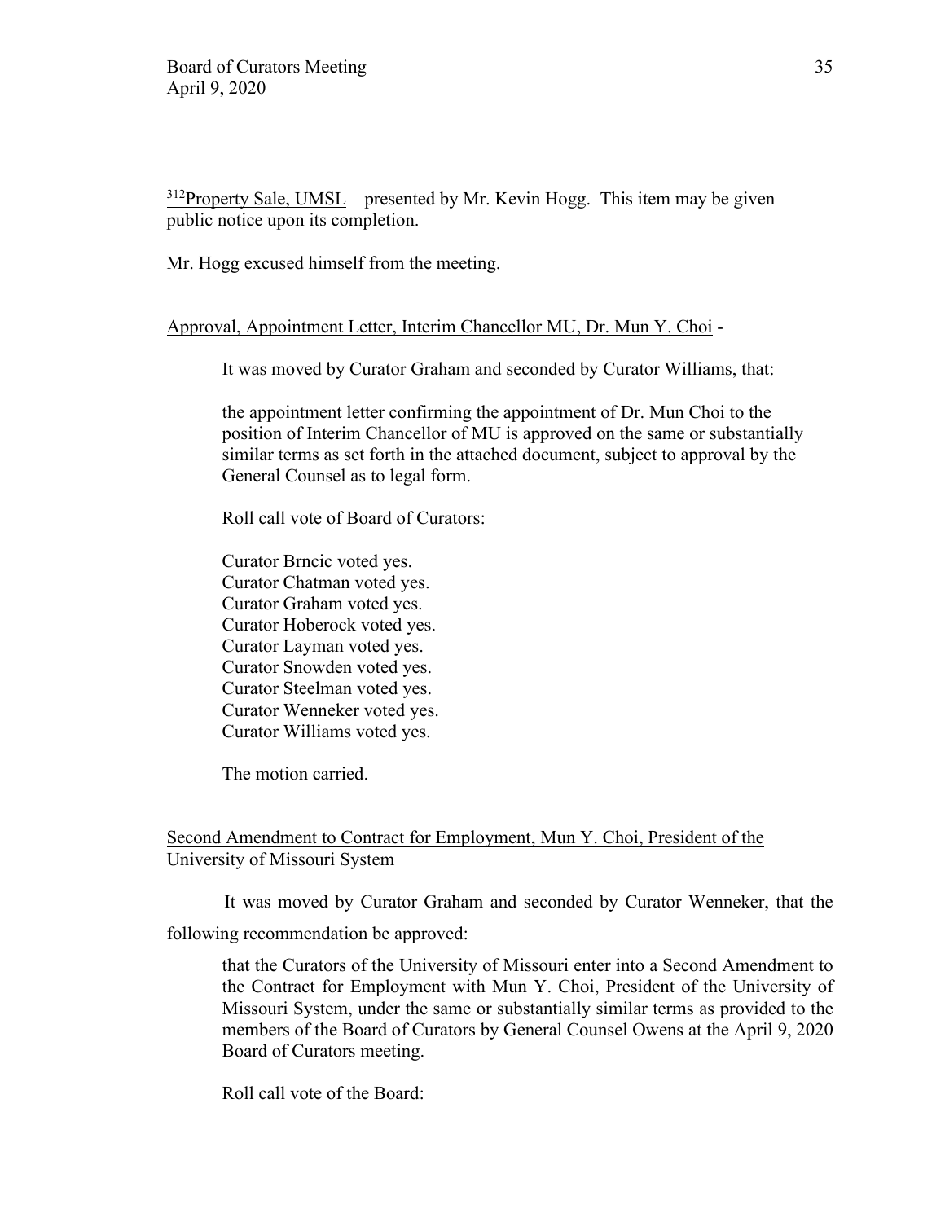[312]Property Sale, UMSL – presented by Mr. Kevin Hogg. This item may be given public notice upon its completion.

Mr. Hogg excused himself from the meeting.

Approval, Appointment Letter, Interim Chancellor MU, Dr. Mun Y. Choi -

> It was moved by Curator Graham and seconded by Curator Williams, that:
>
> the appointment letter confirming the appointment of Dr. Mun Choi to the position of Interim Chancellor of MU is approved on the same or substantially similar terms as set forth in the attached document, subject to approval by the General Counsel as to legal form.
>
> Roll call vote of Board of Curators:
>
> Curator Brncic voted yes.
> Curator Chatman voted yes.
> Curator Graham voted yes.
> Curator Hoberock voted yes.
> Curator Layman voted yes.
> Curator Snowden voted yes.
> Curator Steelman voted yes.
> Curator Wenneker voted yes.
> Curator Williams voted yes.
>
> The motion carried.

Second Amendment to Contract for Employment, Mun Y. Choi, President of the University of Missouri System

It was moved by Curator Graham and seconded by Curator Wenneker, that the following recommendation be approved:

> that the Curators of the University of Missouri enter into a Second Amendment to the Contract for Employment with Mun Y. Choi, President of the University of Missouri System, under the same or substantially similar terms as provided to the members of the Board of Curators by General Counsel Owens at the April 9, 2020 Board of Curators meeting.
>
> Roll call vote of the Board: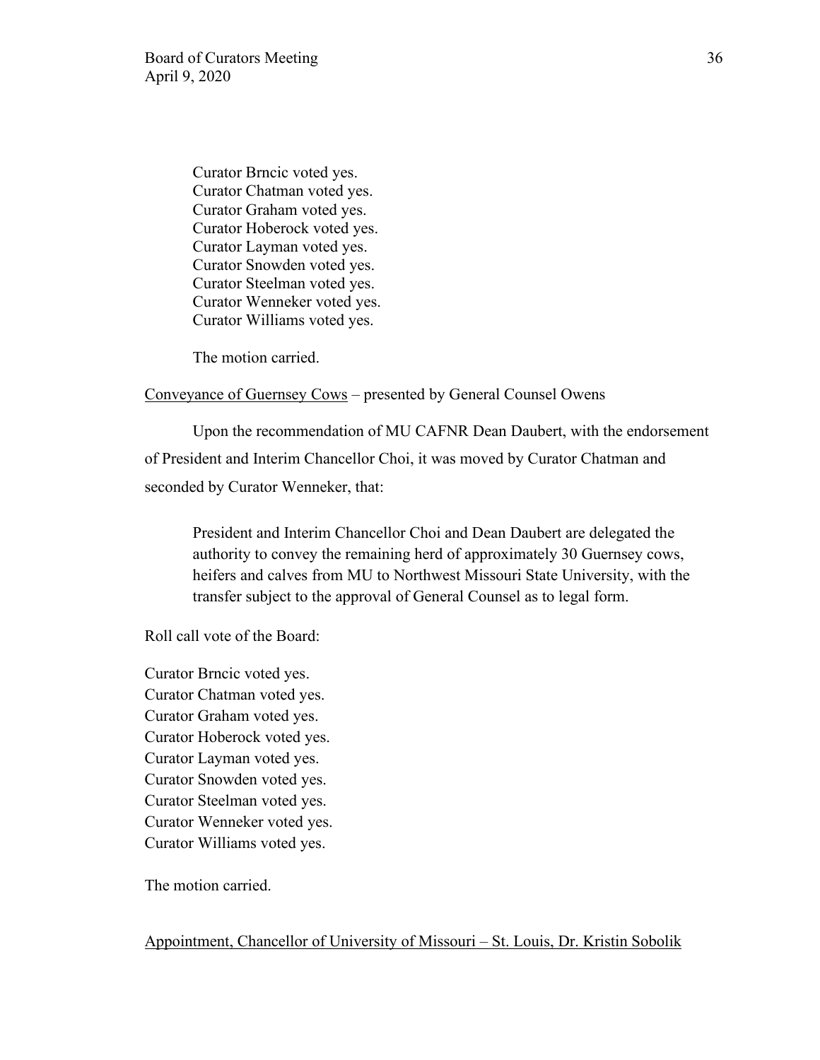Curator Brncic voted yes.
Curator Chatman voted yes.
Curator Graham voted yes.
Curator Hoberock voted yes.
Curator Layman voted yes.
Curator Snowden voted yes.
Curator Steelman voted yes.
Curator Wenneker voted yes.
Curator Williams voted yes.

The motion carried.

Conveyance of Guernsey Cows – presented by General Counsel Owens

Upon the recommendation of MU CAFNR Dean Daubert, with the endorsement of President and Interim Chancellor Choi, it was moved by Curator Chatman and seconded by Curator Wenneker, that:

> President and Interim Chancellor Choi and Dean Daubert are delegated the authority to convey the remaining herd of approximately 30 Guernsey cows, heifers and calves from MU to Northwest Missouri State University, with the transfer subject to the approval of General Counsel as to legal form.

Roll call vote of the Board:

Curator Brncic voted yes.
Curator Chatman voted yes.
Curator Graham voted yes.
Curator Hoberock voted yes.
Curator Layman voted yes.
Curator Snowden voted yes.
Curator Steelman voted yes.
Curator Wenneker voted yes.
Curator Williams voted yes.

The motion carried.

Appointment, Chancellor of University of Missouri – St. Louis, Dr. Kristin Sobolik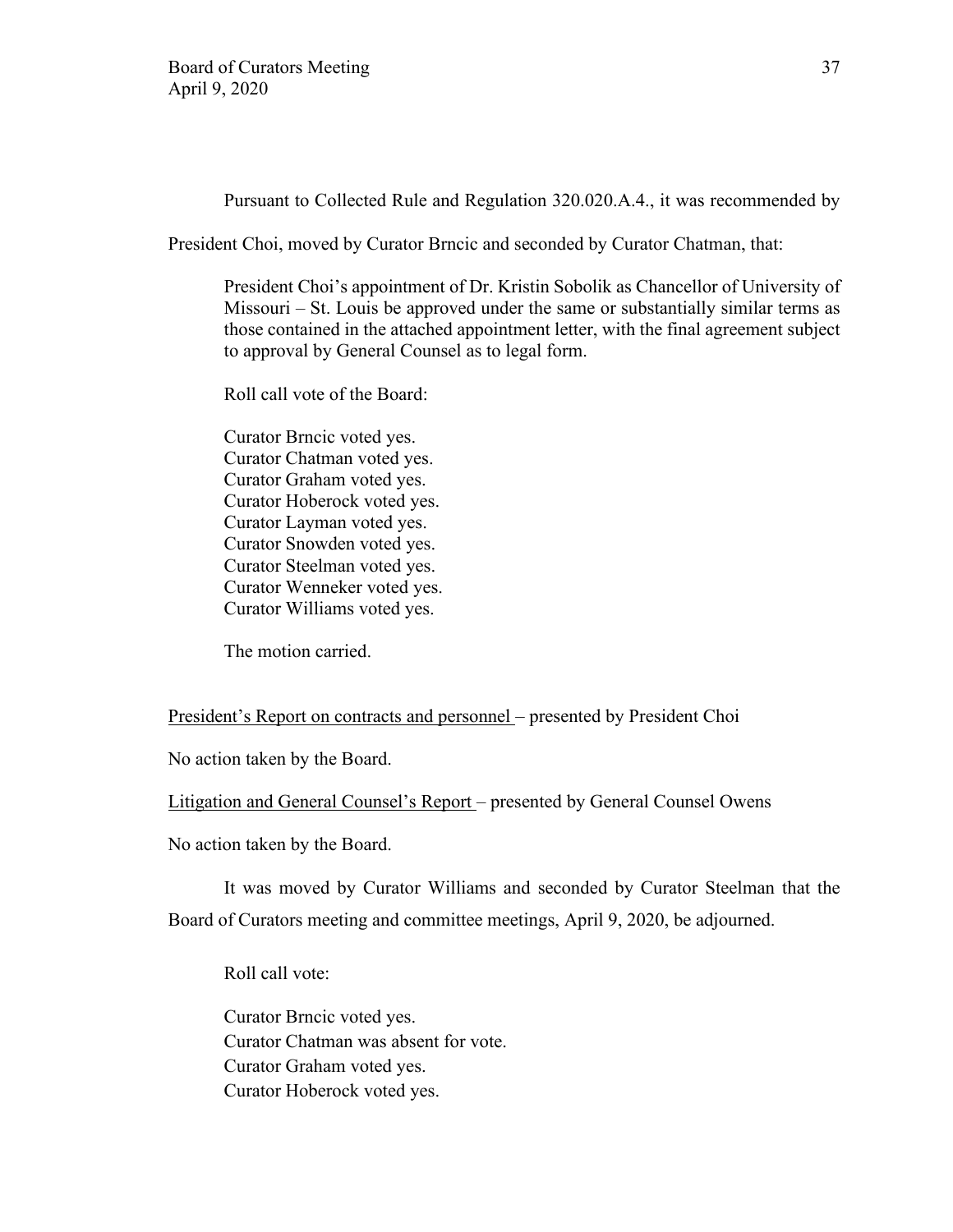Pursuant to Collected Rule and Regulation 320.020.A.4., it was recommended by President Choi, moved by Curator Brncic and seconded by Curator Chatman, that:

> President Choi's appointment of Dr. Kristin Sobolik as Chancellor of University of Missouri – St. Louis be approved under the same or substantially similar terms as those contained in the attached appointment letter, with the final agreement subject to approval by General Counsel as to legal form.
>
> Roll call vote of the Board:
>
> Curator Brncic voted yes.
> Curator Chatman voted yes.
> Curator Graham voted yes.
> Curator Hoberock voted yes.
> Curator Layman voted yes.
> Curator Snowden voted yes.
> Curator Steelman voted yes.
> Curator Wenneker voted yes.
> Curator Williams voted yes.
>
> The motion carried.

<u>President's Report on contracts and personnel</u> – presented by President Choi

No action taken by the Board.

<u>Litigation and General Counsel's Report</u> – presented by General Counsel Owens

No action taken by the Board.

It was moved by Curator Williams and seconded by Curator Steelman that the Board of Curators meeting and committee meetings, April 9, 2020, be adjourned.

> Roll call vote:
>
> Curator Brncic voted yes.
> Curator Chatman was absent for vote.
> Curator Graham voted yes.
> Curator Hoberock voted yes.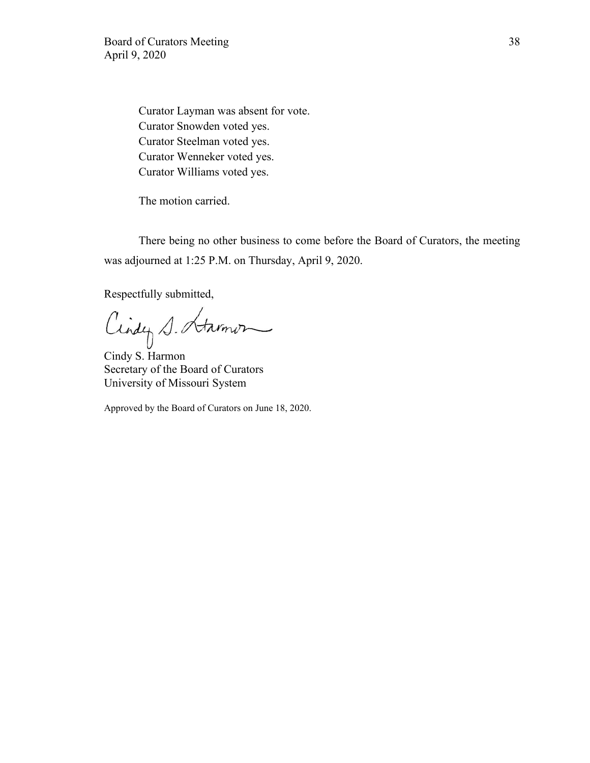Curator Layman was absent for vote.
Curator Snowden voted yes.
Curator Steelman voted yes.
Curator Wenneker voted yes.
Curator Williams voted yes.

The motion carried.

There being no other business to come before the Board of Curators, the meeting was adjourned at 1:25 P.M. on Thursday, April 9, 2020.

Respectfully submitted,

Cindy S. Harmon
Secretary of the Board of Curators
University of Missouri System

Approved by the Board of Curators on June 18, 2020.